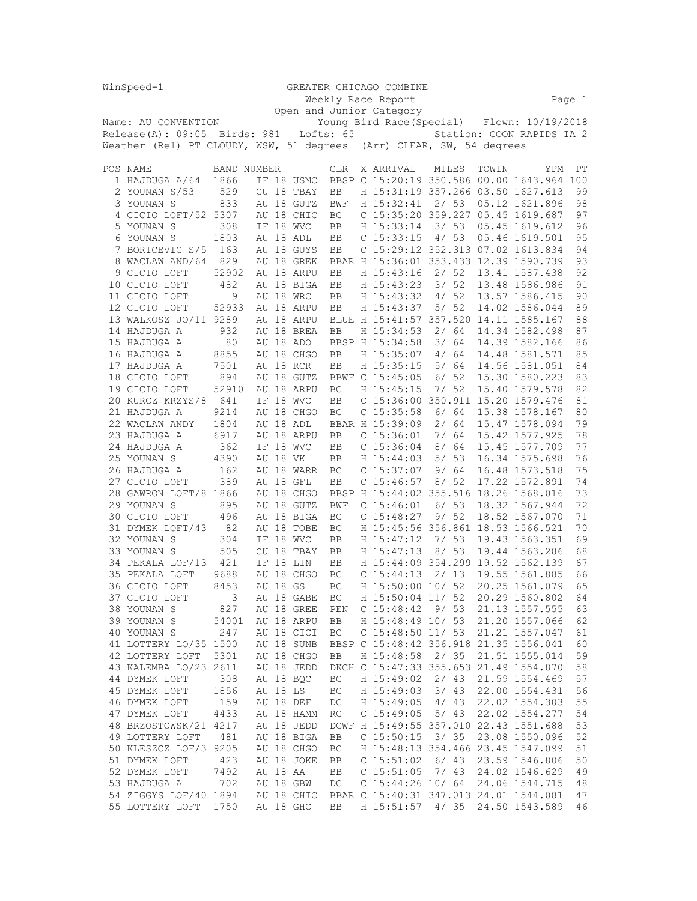WinSpeed-1 GREATER CHICAGO COMBINE

Weekly Race Report

Open and Junior Category

Name: AU CONVENTION Young Bird Race(Special) Flown: 10/19/2018

Release(A): 09:05 Birds: 981 Lofts: 65 Station: COON RAPIDS IA 2

Weather (Rel) PT CLOUDY, WSW, 51 degrees (Arr) CLEAR, SW, 54 degrees

| POS | NAME | BAND NUMBER | CLR | X | ARRIVAL | MILES | TOWIN | YPM | PT |
|---|---|---|---|---|---|---|---|---|---|
| 1 | HAJDUGA A/64 | 1866 IF 18 USMC | BBSP | C | 15:20:19 | 350.586 | 00.00 | 1643.964 | 100 |
| 2 | YOUNAN S/53 | 529 CU 18 TBAY | BB | H | 15:31:19 | 357.266 | 03.50 | 1627.613 | 99 |
| 3 | YOUNAN S | 833 AU 18 GUTZ | BWF | H | 15:32:41 | 2/ 53 | 05.12 | 1621.896 | 98 |
| 4 | CICIO LOFT/52 | 5307 AU 18 CHIC | BC | C | 15:35:20 | 359.227 | 05.45 | 1619.687 | 97 |
| 5 | YOUNAN S | 308 IF 18 WVC | BB | H | 15:33:14 | 3/ 53 | 05.45 | 1619.612 | 96 |
| 6 | YOUNAN S | 1803 AU 18 ADL | BB | C | 15:33:15 | 4/ 53 | 05.46 | 1619.501 | 95 |
| 7 | BORICEVIC S/5 | 163 AU 18 GUYS | BB | C | 15:29:12 | 352.313 | 07.02 | 1613.834 | 94 |
| 8 | WACLAW AND/64 | 829 AU 18 GREK | BBAR | H | 15:36:01 | 353.433 | 12.39 | 1590.739 | 93 |
| 9 | CICIO LOFT | 52902 AU 18 ARPU | BB | H | 15:43:16 | 2/ 52 | 13.41 | 1587.438 | 92 |
| 10 | CICIO LOFT | 482 AU 18 BIGA | BB | H | 15:43:23 | 3/ 52 | 13.48 | 1586.986 | 91 |
| 11 | CICIO LOFT | 9 AU 18 WRC | BB | H | 15:43:32 | 4/ 52 | 13.57 | 1586.415 | 90 |
| 12 | CICIO LOFT | 52933 AU 18 ARPU | BB | H | 15:43:37 | 5/ 52 | 14.02 | 1586.044 | 89 |
| 13 | WALKOSZ JO/11 | 9289 AU 18 ARPU | BLUE | H | 15:41:57 | 357.520 | 14.11 | 1585.167 | 88 |
| 14 | HAJDUGA A | 932 AU 18 BREA | BB | H | 15:34:53 | 2/ 64 | 14.34 | 1582.498 | 87 |
| 15 | HAJDUGA A | 80 AU 18 ADO | BBSP | H | 15:34:58 | 3/ 64 | 14.39 | 1582.166 | 86 |
| 16 | HAJDUGA A | 8855 AU 18 CHGO | BB | H | 15:35:07 | 4/ 64 | 14.48 | 1581.571 | 85 |
| 17 | HAJDUGA A | 7501 AU 18 RCR | BB | H | 15:35:15 | 5/ 64 | 14.56 | 1581.051 | 84 |
| 18 | CICIO LOFT | 894 AU 18 GUTZ | BBWF | C | 15:45:05 | 6/ 52 | 15.30 | 1580.223 | 83 |
| 19 | CICIO LOFT | 52910 AU 18 ARPU | BC | H | 15:45:15 | 7/ 52 | 15.40 | 1579.578 | 82 |
| 20 | KURCZ KRZYS/8 | 641 IF 18 WVC | BB | C | 15:36:00 | 350.911 | 15.20 | 1579.476 | 81 |
| 21 | HAJDUGA A | 9214 AU 18 CHGO | BC | C | 15:35:58 | 6/ 64 | 15.38 | 1578.167 | 80 |
| 22 | WACLAW ANDY | 1804 AU 18 ADL | BBAR | H | 15:39:09 | 2/ 64 | 15.47 | 1578.094 | 79 |
| 23 | HAJDUGA A | 6917 AU 18 ARPU | BB | C | 15:36:01 | 7/ 64 | 15.42 | 1577.925 | 78 |
| 24 | HAJDUGA A | 362 IF 18 WVC | BB | C | 15:36:04 | 8/ 64 | 15.45 | 1577.709 | 77 |
| 25 | YOUNAN S | 4390 AU 18 VK | BB | H | 15:44:03 | 5/ 53 | 16.34 | 1575.698 | 76 |
| 26 | HAJDUGA A | 162 AU 18 WARR | BC | C | 15:37:07 | 9/ 64 | 16.48 | 1573.518 | 75 |
| 27 | CICIO LOFT | 389 AU 18 GFL | BB | C | 15:46:57 | 8/ 52 | 17.22 | 1572.891 | 74 |
| 28 | GAWRON LOFT/8 | 1866 AU 18 CHGO | BBSP | H | 15:44:02 | 355.516 | 18.26 | 1568.016 | 73 |
| 29 | YOUNAN S | 895 AU 18 GUTZ | BWF | C | 15:46:01 | 6/ 53 | 18.32 | 1567.944 | 72 |
| 30 | CICIO LOFT | 496 AU 18 BIGA | BC | C | 15:48:27 | 9/ 52 | 18.52 | 1567.070 | 71 |
| 31 | DYMEK LOFT/43 | 82 AU 18 TOBE | BC | H | 15:45:56 | 356.861 | 18.53 | 1566.521 | 70 |
| 32 | YOUNAN S | 304 IF 18 WVC | BB | H | 15:47:12 | 7/ 53 | 19.43 | 1563.351 | 69 |
| 33 | YOUNAN S | 505 CU 18 TBAY | BB | H | 15:47:13 | 8/ 53 | 19.44 | 1563.286 | 68 |
| 34 | PEKALA LOF/13 | 421 IF 18 LIN | BB | H | 15:44:09 | 354.299 | 19.52 | 1562.139 | 67 |
| 35 | PEKALA LOFT | 9688 AU 18 CHGO | BC | C | 15:44:13 | 2/ 13 | 19.55 | 1561.885 | 66 |
| 36 | CICIO LOFT | 8453 AU 18 GS | BC | H | 15:50:00 | 10/ 52 | 20.25 | 1561.079 | 65 |
| 37 | CICIO LOFT | 3 AU 18 GABE | BC | H | 15:50:04 | 11/ 52 | 20.29 | 1560.802 | 64 |
| 38 | YOUNAN S | 827 AU 18 GREE | PEN | C | 15:48:42 | 9/ 53 | 21.13 | 1557.555 | 63 |
| 39 | YOUNAN S | 54001 AU 18 ARPU | BB | H | 15:48:49 | 10/ 53 | 21.20 | 1557.066 | 62 |
| 40 | YOUNAN S | 247 AU 18 CICI | BC | C | 15:48:50 | 11/ 53 | 21.21 | 1557.047 | 61 |
| 41 | LOTTERY LO/35 | 1500 AU 18 SUNB | BBSP | C | 15:48:42 | 356.918 | 21.35 | 1556.041 | 60 |
| 42 | LOTTERY LOFT | 5301 AU 18 CHGO | BB | H | 15:48:58 | 2/ 35 | 21.51 | 1555.014 | 59 |
| 43 | KALEMBA LO/23 | 2611 AU 18 JEDD | DKCH | C | 15:47:33 | 355.653 | 21.49 | 1554.870 | 58 |
| 44 | DYMEK LOFT | 308 AU 18 BQC | BC | H | 15:49:02 | 2/ 43 | 21.59 | 1554.469 | 57 |
| 45 | DYMEK LOFT | 1856 AU 18 LS | BC | H | 15:49:03 | 3/ 43 | 22.00 | 1554.431 | 56 |
| 46 | DYMEK LOFT | 159 AU 18 DEF | DC | H | 15:49:05 | 4/ 43 | 22.02 | 1554.303 | 55 |
| 47 | DYMEK LOFT | 4433 AU 18 HAMM | RC | C | 15:49:05 | 5/ 43 | 22.02 | 1554.277 | 54 |
| 48 | BRZOSTOWSK/21 | 4217 AU 18 JEDD | DCWF | H | 15:49:55 | 357.010 | 22.43 | 1551.688 | 53 |
| 49 | LOTTERY LOFT | 481 AU 18 BIGA | BB | C | 15:50:15 | 3/ 35 | 23.08 | 1550.096 | 52 |
| 50 | KLESZCZ LOF/3 | 9205 AU 18 CHGO | BC | H | 15:48:13 | 354.466 | 23.45 | 1547.099 | 51 |
| 51 | DYMEK LOFT | 423 AU 18 JOKE | BB | C | 15:51:02 | 6/ 43 | 23.59 | 1546.806 | 50 |
| 52 | DYMEK LOFT | 7492 AU 18 AA | BB | C | 15:51:05 | 7/ 43 | 24.02 | 1546.629 | 49 |
| 53 | HAJDUGA A | 702 AU 18 GBW | DC | C | 15:44:26 | 10/ 64 | 24.06 | 1544.715 | 48 |
| 54 | ZIGGYS LOF/40 | 1894 AU 18 CHIC | BBAR | C | 15:40:31 | 347.013 | 24.01 | 1544.081 | 47 |
| 55 | LOTTERY LOFT | 1750 AU 18 GHC | BB | H | 15:51:57 | 4/ 35 | 24.50 | 1543.589 | 46 |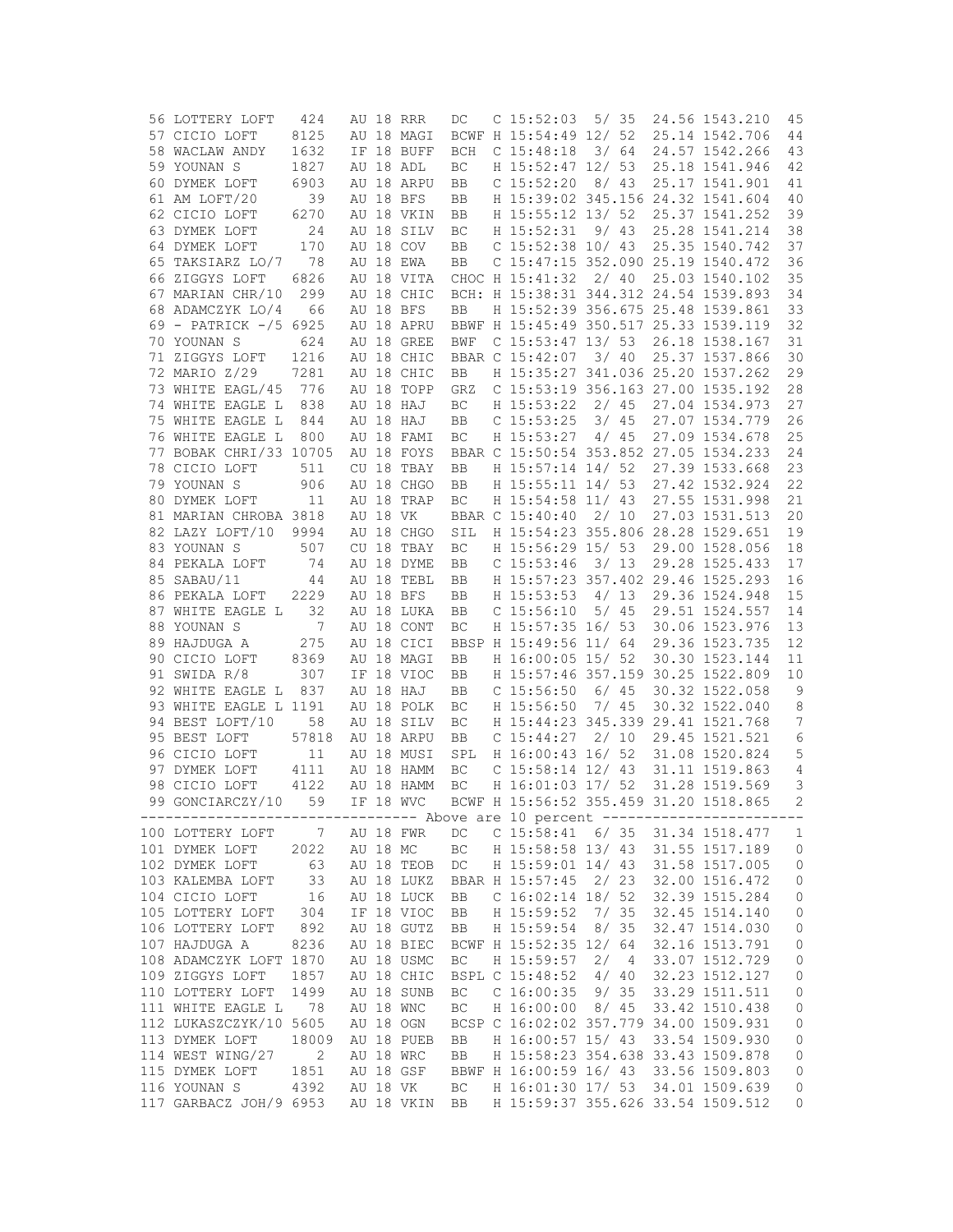```
 56 LOTTERY LOFT   424    AU 18 RRR    DC    C 15:52:03  5/ 35   24.56 1543.210   45
 57 CICIO LOFT    8125    AU 18 MAGI   BCWF H 15:54:49 12/ 52   25.14 1542.706   44
 58 WACLAW ANDY   1632    IF 18 BUFF   BCH   C 15:48:18  3/ 64   24.57 1542.266   43
 59 YOUNAN S      1827    AU 18 ADL    BC    H 15:52:47 12/ 53   25.18 1541.946   42
 60 DYMEK LOFT    6903    AU 18 ARPU   BB    C 15:52:20  8/ 43   25.17 1541.901   41
 61 AM LOFT/20      39    AU 18 BFS    BB    H 15:39:02 345.156 24.32 1541.604   40
 62 CICIO LOFT    6270    AU 18 VKIN   BB    H 15:55:12 13/ 52   25.37 1541.252   39
 63 DYMEK LOFT      24    AU 18 SILV   BC    H 15:52:31  9/ 43   25.28 1541.214   38
 64 DYMEK LOFT     170    AU 18 COV    BB    C 15:52:38 10/ 43   25.35 1540.742   37
 65 TAKSIARZ LO/7   78    AU 18 EWA    BB    C 15:47:15 352.090 25.19 1540.472   36
 66 ZIGGYS LOFT   6826    AU 18 VITA   CHOC H 15:41:32  2/ 40   25.03 1540.102   35
 67 MARIAN CHR/10  299    AU 18 CHIC   BCH: H 15:38:31 344.312 24.54 1539.893   34
 68 ADAMCZYK LO/4   66    AU 18 BFS    BB    H 15:52:39 356.675 25.48 1539.861   33
 69 - PATRICK -/5 6925    AU 18 APRU   BBWF H 15:45:49 350.517 25.33 1539.119   32
 70 YOUNAN S       624    AU 18 GREE   BWF   C 15:53:47 13/ 53   26.18 1538.167   31
 71 ZIGGYS LOFT   1216    AU 18 CHIC   BBAR C 15:42:07  3/ 40   25.37 1537.866   30
 72 MARIO Z/29    7281    AU 18 CHIC   BB    H 15:35:27 341.036 25.20 1537.262   29
 73 WHITE EAGL/45  776    AU 18 TOPP   GRZ   C 15:53:19 356.163 27.00 1535.192   28
 74 WHITE EAGLE L  838    AU 18 HAJ    BC    H 15:53:22  2/ 45   27.04 1534.973   27
 75 WHITE EAGLE L  844    AU 18 HAJ    BB    C 15:53:25  3/ 45   27.07 1534.779   26
 76 WHITE EAGLE L  800    AU 18 FAMI   BC    H 15:53:27  4/ 45   27.09 1534.678   25
 77 BOBAK CHRI/33 10705   AU 18 FOYS   BBAR C 15:50:54 353.852 27.05 1534.233   24
 78 CICIO LOFT     511    CU 18 TBAY   BB    H 15:57:14 14/ 52   27.39 1533.668   23
 79 YOUNAN S       906    AU 18 CHGO   BB    H 15:55:11 14/ 53   27.42 1532.924   22
 80 DYMEK LOFT      11    AU 18 TRAP   BC    H 15:54:58 11/ 43   27.55 1531.998   21
 81 MARIAN CHROBA 3818    AU 18 VK     BBAR C 15:40:40  2/ 10   27.03 1531.513   20
 82 LAZY LOFT/10  9994    AU 18 CHGO   SIL   H 15:54:23 355.806 28.28 1529.651   19
 83 YOUNAN S       507    CU 18 TBAY   BC    H 15:56:29 15/ 53   29.00 1528.056   18
 84 PEKALA LOFT     74    AU 18 DYME   BB    C 15:53:46  3/ 13   29.28 1525.433   17
 85 SABAU/11        44    AU 18 TEBL   BB    H 15:57:23 357.402 29.46 1525.293   16
 86 PEKALA LOFT   2229    AU 18 BFS    BB    H 15:53:53  4/ 13   29.36 1524.948   15
 87 WHITE EAGLE L   32    AU 18 LUKA   BB    C 15:56:10  5/ 45   29.51 1524.557   14
 88 YOUNAN S         7    AU 18 CONT   BC    H 15:57:35 16/ 53   30.06 1523.976   13
 89 HAJDUGA A      275    AU 18 CICI   BBSP H 15:49:56 11/ 64   29.36 1523.735   12
 90 CICIO LOFT    8369    AU 18 MAGI   BB    H 16:00:05 15/ 52   30.30 1523.144   11
 91 SWIDA R/8      307    IF 18 VIOC   BB    H 15:57:46 357.159 30.25 1522.809   10
 92 WHITE EAGLE L  837    AU 18 HAJ    BB    C 15:56:50  6/ 45   30.32 1522.058    9
 93 WHITE EAGLE L 1191    AU 18 POLK   BC    H 15:56:50  7/ 45   30.32 1522.040    8
 94 BEST LOFT/10    58    AU 18 SILV   BC    H 15:44:23 345.339 29.41 1521.768    7
 95 BEST LOFT     57818   AU 18 ARPU   BB    C 15:44:27  2/ 10   29.45 1521.521    6
 96 CICIO LOFT      11    AU 18 MUSI   SPL   H 16:00:43 16/ 52   31.08 1520.824    5
 97 DYMEK LOFT    4111    AU 18 HAMM   BC    C 15:58:14 12/ 43   31.11 1519.863    4
 98 CICIO LOFT    4122    AU 18 HAMM   BC    H 16:01:03 17/ 52   31.28 1519.569    3
 99 GONCIARCZY/10   59    IF 18 WVC    BCWF H 15:56:52 355.459 31.20 1518.865    2
--------------------------------- Above are 10 percent -----------------------
100 LOTTERY LOFT     7    AU 18 FWR    DC    C 15:58:41  6/ 35   31.34 1518.477    1
101 DYMEK LOFT    2022    AU 18 MC     BC    H 15:58:58 13/ 43   31.55 1517.189    0
102 DYMEK LOFT      63    AU 18 TEOB   DC    H 15:59:01 14/ 43   31.58 1517.005    0
103 KALEMBA LOFT    33    AU 18 LUKZ   BBAR H 15:57:45  2/ 23   32.00 1516.472    0
104 CICIO LOFT      16    AU 18 LUCK   BB    C 16:02:14 18/ 52   32.39 1515.284    0
105 LOTTERY LOFT   304    IF 18 VIOC   BB    H 15:59:52  7/ 35   32.45 1514.140    0
106 LOTTERY LOFT   892    AU 18 GUTZ   BB    H 15:59:54  8/ 35   32.47 1514.030    0
107 HAJDUGA A     8236    AU 18 BIEC   BCWF H 15:52:35 12/ 64   32.16 1513.791    0
108 ADAMCZYK LOFT 1870    AU 18 USMC   BC    H 15:59:57  2/  4   33.07 1512.729    0
109 ZIGGYS LOFT   1857    AU 18 CHIC   BSPL C 15:48:52  4/ 40   32.23 1512.127    0
110 LOTTERY LOFT  1499    AU 18 SUNB   BC    C 16:00:35  9/ 35   33.29 1511.511    0
111 WHITE EAGLE L   78    AU 18 WNC    BC    H 16:00:00  8/ 45   33.42 1510.438    0
112 LUKASZCZYK/10 5605    AU 18 OGN    BCSP C 16:02:02 357.779 34.00 1509.931    0
113 DYMEK LOFT    18009   AU 18 PUEB   BB    H 16:00:57 15/ 43   33.54 1509.930    0
114 WEST WING/27     2    AU 18 WRC    BB    H 15:58:23 354.638 33.43 1509.878    0
115 DYMEK LOFT    1851    AU 18 GSF    BBWF H 16:00:59 16/ 43   33.56 1509.803    0
116 YOUNAN S      4392    AU 18 VK     BC    H 16:01:30 17/ 53   34.01 1509.639    0
117 GARBACZ JOH/9 6953    AU 18 VKIN   BB    H 15:59:37 355.626 33.54 1509.512    0
```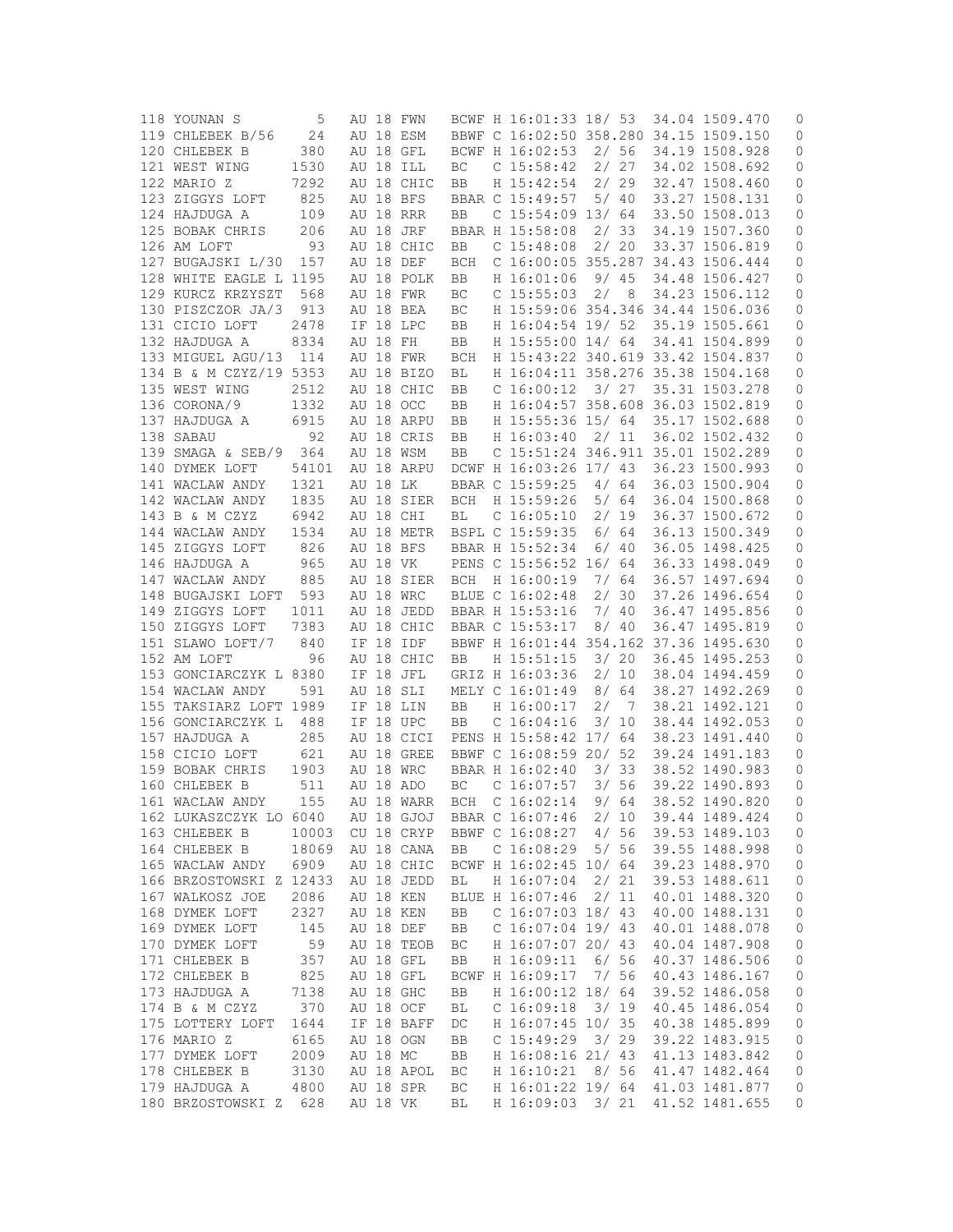```
118 YOUNAN S          5    AU 18 FWN   BCWF H 16:01:33 18/ 53   34.04 1509.470    0
119 CHLEBEK B/56     24    AU 18 ESM   BBWF C 16:02:50 358.280 34.15 1509.150    0
120 CHLEBEK B       380    AU 18 GFL   BCWF H 16:02:53  2/ 56   34.19 1508.928    0
121 WEST WING      1530    AU 18 ILL   BC   C 15:58:42  2/ 27   34.02 1508.692    0
122 MARIO Z        7292    AU 18 CHIC  BB   H 15:42:54  2/ 29   32.47 1508.460    0
123 ZIGGYS LOFT     825    AU 18 BFS   BBAR C 15:49:57  5/ 40   33.27 1508.131    0
124 HAJDUGA A       109    AU 18 RRR   BB   C 15:54:09 13/ 64   33.50 1508.013    0
125 BOBAK CHRIS     206    AU 18 JRF   BBAR H 15:58:08  2/ 33   34.19 1507.360    0
126 AM LOFT          93    AU 18 CHIC  BB   C 15:48:08  2/ 20   33.37 1506.819    0
127 BUGAJSKI L/30  157     AU 18 DEF   BCH  C 16:00:05 355.287 34.43 1506.444    0
128 WHITE EAGLE L 1195     AU 18 POLK  BB   H 16:01:06  9/ 45   34.48 1506.427    0
129 KURCZ KRZYSZT  568     AU 18 FWR   BC   C 15:55:03  2/  8   34.23 1506.112    0
130 PISZCZOR JA/3  913     AU 18 BEA   BC   H 15:59:06 354.346 34.44 1506.036    0
131 CICIO LOFT     2478    IF 18 LPC   BB   H 16:04:54 19/ 52   35.19 1505.661    0
132 HAJDUGA A      8334    AU 18 FH    BB   H 15:55:00 14/ 64   34.41 1504.899    0
133 MIGUEL AGU/13  114     AU 18 FWR   BCH  H 15:43:22 340.619 33.42 1504.837    0
134 B & M CZYZ/19 5353     AU 18 BIZO  BL   H 16:04:11 358.276 35.38 1504.168    0
135 WEST WING      2512    AU 18 CHIC  BB   C 16:00:12  3/ 27   35.31 1503.278    0
136 CORONA/9       1332    AU 18 OCC   BB   H 16:04:57 358.608 36.03 1502.819    0
137 HAJDUGA A      6915    AU 18 ARPU  BB   H 15:56:52 15/ 64   35.17 1502.688    0
138 SABAU            92    AU 18 CRIS  BB   H 16:03:40  2/ 11   36.02 1502.432    0
139 SMAGA & SEB/9  364     AU 18 WSM   BB   C 15:51:24 346.911 35.01 1502.289    0
140 DYMEK LOFT    54101    AU 18 ARPU  DCWF H 16:03:26 17/ 43   36.23 1500.993    0
141 WACLAW ANDY    1321    AU 18 LK    BBAR C 15:59:25  4/ 64   36.03 1500.904    0
142 WACLAW ANDY    1835    AU 18 SIER  BCH  H 15:59:26  5/ 64   36.04 1500.868    0
143 B & M CZYZ     6942    AU 18 CHI   BL   C 16:05:10  2/ 19   36.37 1500.672    0
144 WACLAW ANDY    1534    AU 18 METR  BSPL C 15:59:35  6/ 64   36.13 1500.349    0
145 ZIGGYS LOFT     826    AU 18 BFS   BBAR H 15:52:34  6/ 40   36.05 1498.425    0
146 HAJDUGA A       965    AU 18 VK    PENS C 15:56:52 16/ 64   36.33 1498.049    0
147 WACLAW ANDY     885    AU 18 SIER  BCH  H 16:00:19  7/ 64   36.57 1497.694    0
148 BUGAJSKI LOFT  593     AU 18 WRC   BLUE C 16:02:48  2/ 30   37.26 1496.654    0
149 ZIGGYS LOFT    1011    AU 18 JEDD  BBAR H 15:53:16  7/ 40   36.47 1495.856    0
150 ZIGGYS LOFT    7383    AU 18 CHIC  BBAR C 15:53:17  8/ 40   36.47 1495.819    0
151 SLAWO LOFT/7    840    IF 18 IDF   BBWF H 16:01:44 354.162 37.36 1495.630    0
152 AM LOFT          96    AU 18 CHIC  BB   H 15:51:15  3/ 20   36.45 1495.253    0
153 GONCIARCZYK L 8380     IF 18 JFL   GRIZ H 16:03:36  2/ 10   38.04 1494.459    0
154 WACLAW ANDY     591    AU 18 SLI   MELY C 16:01:49  8/ 64   38.27 1492.269    0
155 TAKSIARZ LOFT 1989     IF 18 LIN   BB   H 16:00:17  2/  7   38.21 1492.121    0
156 GONCIARCZYK L  488     IF 18 UPC   BB   C 16:04:16  3/ 10   38.44 1492.053    0
157 HAJDUGA A       285    AU 18 CICI  PENS H 15:58:42 17/ 64   38.23 1491.440    0
158 CICIO LOFT      621    AU 18 GREE  BBWF C 16:08:59 20/ 52   39.24 1491.183    0
159 BOBAK CHRIS    1903    AU 18 WRC   BBAR H 16:02:40  3/ 33   38.52 1490.983    0
160 CHLEBEK B       511    AU 18 ADO   BC   C 16:07:57  3/ 56   39.22 1490.893    0
161 WACLAW ANDY     155    AU 18 WARR  BCH  C 16:02:14  9/ 64   38.52 1490.820    0
162 LUKASZCZYK LO 6040     AU 18 GJOJ  BBAR C 16:07:46  2/ 10   39.44 1489.424    0
163 CHLEBEK B     10003    CU 18 CRYP  BBWF C 16:08:27  4/ 56   39.53 1489.103    0
164 CHLEBEK B     18069    AU 18 CANA  BB   C 16:08:29  5/ 56   39.55 1488.998    0
165 WACLAW ANDY    6909    AU 18 CHIC  BCWF H 16:02:45 10/ 64   39.23 1488.970    0
166 BRZOSTOWSKI Z 12433    AU 18 JEDD  BL   H 16:07:04  2/ 21   39.53 1488.611    0
167 WALKOSZ JOE    2086    AU 18 KEN   BLUE H 16:07:46  2/ 11   40.01 1488.320    0
168 DYMEK LOFT     2327    AU 18 KEN   BB   C 16:07:03 18/ 43   40.00 1488.131    0
169 DYMEK LOFT      145    AU 18 DEF   BB   C 16:07:04 19/ 43   40.01 1488.078    0
170 DYMEK LOFT       59    AU 18 TEOB  BC   H 16:07:07 20/ 43   40.04 1487.908    0
171 CHLEBEK B       357    AU 18 GFL   BB   H 16:09:11  6/ 56   40.37 1486.506    0
172 CHLEBEK B       825    AU 18 GFL   BCWF H 16:09:17  7/ 56   40.43 1486.167    0
173 HAJDUGA A      7138    AU 18 GHC   BB   H 16:00:12 18/ 64   39.52 1486.058    0
174 B & M CZYZ      370    AU 18 OCF   BL   C 16:09:18  3/ 19   40.45 1486.054    0
175 LOTTERY LOFT   1644    IF 18 BAFF  DC   H 16:07:45 10/ 35   40.38 1485.899    0
176 MARIO Z        6165    AU 18 OGN   BB   C 15:49:29  3/ 29   39.22 1483.915    0
177 DYMEK LOFT     2009    AU 18 MC    BB   H 16:08:16 21/ 43   41.13 1483.842    0
178 CHLEBEK B      3130    AU 18 APOL  BC   H 16:10:21  8/ 56   41.47 1482.464    0
179 HAJDUGA A      4800    AU 18 SPR   BC   H 16:01:22 19/ 64   41.03 1481.877    0
180 BRZOSTOWSKI Z  628     AU 18 VK    BL   H 16:09:03  3/ 21   41.52 1481.655    0
```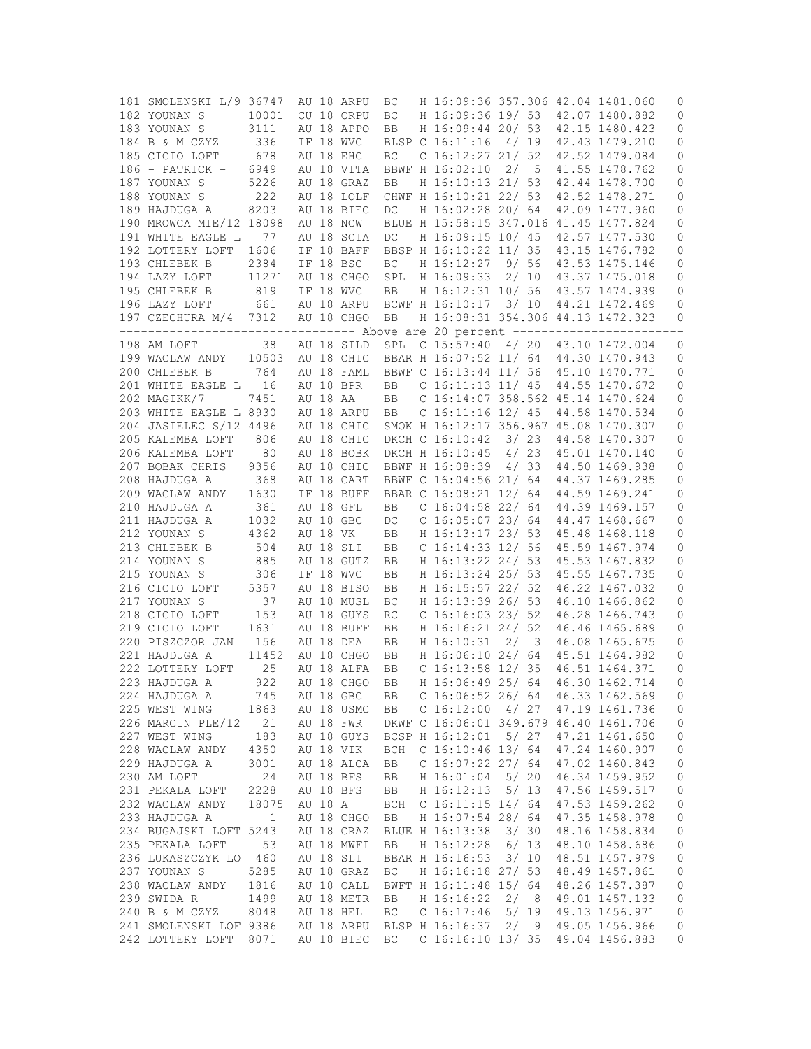```
181 SMOLENSKI L/9 36747  AU 18 ARPU  BC   H 16:09:36 357.306 42.04 1481.060    0
182 YOUNAN S      10001  CU 18 CRPU  BC   H 16:09:36 19/ 53  42.07 1480.882    0
183 YOUNAN S      3111   AU 18 APPO  BB   H 16:09:44 20/ 53  42.15 1480.423    0
184 B & M CZYZ    336    IF 18 WVC   BLSP C 16:11:16  4/ 19  42.43 1479.210    0
185 CICIO LOFT    678    AU 18 EHC   BC   C 16:12:27 21/ 52  42.52 1479.084    0
186 - PATRICK -   6949   AU 18 VITA  BBWF H 16:02:10  2/  5  41.55 1478.762    0
187 YOUNAN S      5226   AU 18 GRAZ  BB   H 16:10:13 21/ 53  42.44 1478.700    0
188 YOUNAN S      222    AU 18 LOLF  CHWF H 16:10:21 22/ 53  42.52 1478.271    0
189 HAJDUGA A     8203   AU 18 BIEC  DC   H 16:02:28 20/ 64  42.09 1477.960    0
190 MROWCA MIE/12 18098  AU 18 NCW   BLUE H 15:58:15 347.016 41.45 1477.824    0
191 WHITE EAGLE L   77   AU 18 SCIA  DC   H 16:09:15 10/ 45  42.57 1477.530    0
192 LOTTERY LOFT  1606   IF 18 BAFF  BBSP H 16:10:22 11/ 35  43.15 1476.782    0
193 CHLEBEK B     2384   IF 18 BSC   BC   H 16:12:27  9/ 56  43.53 1475.146    0
194 LAZY LOFT     11271  AU 18 CHGO  SPL  H 16:09:33  2/ 10  43.37 1475.018    0
195 CHLEBEK B     819    IF 18 WVC   BB   H 16:12:31 10/ 56  43.57 1474.939    0
196 LAZY LOFT     661    AU 18 ARPU  BCWF H 16:10:17  3/ 10  44.21 1472.469    0
197 CZECHURA M/4  7312   AU 18 CHGO  BB   H 16:08:31 354.306 44.13 1472.323    0
-------------------------------- Above are 20 percent -------------------------
198 AM LOFT         38   AU 18 SILD  SPL  C 15:57:40  4/ 20  43.10 1472.004    0
199 WACLAW ANDY   10503  AU 18 CHIC  BBAR H 16:07:52 11/ 64  44.30 1470.943    0
200 CHLEBEK B     764    AU 18 FAML  BBWF C 16:13:44 11/ 56  45.10 1470.771    0
201 WHITE EAGLE L   16   AU 18 BPR   BB   C 16:11:13 11/ 45  44.55 1470.672    0
202 MAGIKK/7      7451   AU 18 AA    BB   C 16:14:07 358.562 45.14 1470.624    0
203 WHITE EAGLE L 8930   AU 18 ARPU  BB   C 16:11:16 12/ 45  44.58 1470.534    0
204 JASIELEC S/12 4496   AU 18 CHIC  SMOK H 16:12:17 356.967 45.08 1470.307    0
205 KALEMBA LOFT   806   AU 18 CHIC  DKCH C 16:10:42  3/ 23  44.58 1470.307    0
206 KALEMBA LOFT    80   AU 18 BOBK  DKCH H 16:10:45  4/ 23  45.01 1470.140    0
207 BOBAK CHRIS   9356   AU 18 CHIC  BBWF H 16:08:39  4/ 33  44.50 1469.938    0
208 HAJDUGA A      368   AU 18 CART  BBWF C 16:04:56 21/ 64  44.37 1469.285    0
209 WACLAW ANDY   1630   IF 18 BUFF  BBAR C 16:08:21 12/ 64  44.59 1469.241    0
210 HAJDUGA A      361   AU 18 GFL   BB   C 16:04:58 22/ 64  44.39 1469.157    0
211 HAJDUGA A     1032   AU 18 GBC   DC   C 16:05:07 23/ 64  44.47 1468.667    0
212 YOUNAN S      4362   AU 18 VK    BB   H 16:13:17 23/ 53  45.48 1468.118    0
213 CHLEBEK B      504   AU 18 SLI   BB   C 16:14:33 12/ 56  45.59 1467.974    0
214 YOUNAN S       885   AU 18 GUTZ  BB   H 16:13:22 24/ 53  45.53 1467.832    0
215 YOUNAN S       306   IF 18 WVC   BB   H 16:13:24 25/ 53  45.55 1467.735    0
216 CICIO LOFT    5357   AU 18 BISO  BB   H 16:15:57 22/ 52  46.22 1467.032    0
217 YOUNAN S        37   AU 18 MUSL  BC   H 16:13:39 26/ 53  46.10 1466.862    0
218 CICIO LOFT     153   AU 18 GUYS  RC   C 16:16:03 23/ 52  46.28 1466.743    0
219 CICIO LOFT    1631   AU 18 BUFF  BB   H 16:16:21 24/ 52  46.46 1465.689    0
220 PISZCZOR JAN   156   AU 18 DEA   BB   H 16:10:31  2/  3  46.08 1465.675    0
221 HAJDUGA A     11452  AU 18 CHGO  BB   H 16:06:10 24/ 64  45.51 1464.982    0
222 LOTTERY LOFT    25   AU 18 ALFA  BB   C 16:13:58 12/ 35  46.51 1464.371    0
223 HAJDUGA A      922   AU 18 CHGO  BB   H 16:06:49 25/ 64  46.30 1462.714    0
224 HAJDUGA A      745   AU 18 GBC   BB   C 16:06:52 26/ 64  46.33 1462.569    0
225 WEST WING     1863   AU 18 USMC  BB   C 16:12:00  4/ 27  47.19 1461.736    0
226 MARCIN PLE/12   21   AU 18 FWR   DKWF C 16:06:01 349.679 46.40 1461.706    0
227 WEST WING      183   AU 18 GUYS  BCSP H 16:12:01  5/ 27  47.21 1461.650    0
228 WACLAW ANDY   4350   AU 18 VIK   BCH  C 16:10:46 13/ 64  47.24 1460.907    0
229 HAJDUGA A     3001   AU 18 ALCA  BB   C 16:07:22 27/ 64  47.02 1460.843    0
230 AM LOFT         24   AU 18 BFS   BB   H 16:01:04  5/ 20  46.34 1459.952    0
231 PEKALA LOFT   2228   AU 18 BFS   BB   H 16:12:13  5/ 13  47.56 1459.517    0
232 WACLAW ANDY   18075  AU 18 A     BCH  C 16:11:15 14/ 64  47.53 1459.262    0
233 HAJDUGA A        1   AU 18 CHGO  BB   H 16:07:54 28/ 64  47.35 1458.978    0
234 BUGAJSKI LOFT 5243   AU 18 CRAZ  BLUE H 16:13:38  3/ 30  48.16 1458.834    0
235 PEKALA LOFT     53   AU 18 MWFI  BB   H 16:12:28  6/ 13  48.10 1458.686    0
236 LUKASZCZYK LO  460   AU 18 SLI   BBAR H 16:16:53  3/ 10  48.51 1457.979    0
237 YOUNAN S      5285   AU 18 GRAZ  BC   H 16:16:18 27/ 53  48.49 1457.861    0
238 WACLAW ANDY   1816   AU 18 CALL  BWFT H 16:11:48 15/ 64  48.26 1457.387    0
239 SWIDA R       1499   AU 18 METR  BB   H 16:16:22  2/  8  49.01 1457.133    0
240 B & M CZYZ    8048   AU 18 HEL   BC   C 16:17:46  5/ 19  49.13 1456.971    0
241 SMOLENSKI LOF 9386   AU 18 ARPU  BLSP H 16:16:37  2/  9  49.05 1456.966    0
242 LOTTERY LOFT  8071   AU 18 BIEC  BC   C 16:16:10 13/ 35  49.04 1456.883    0
```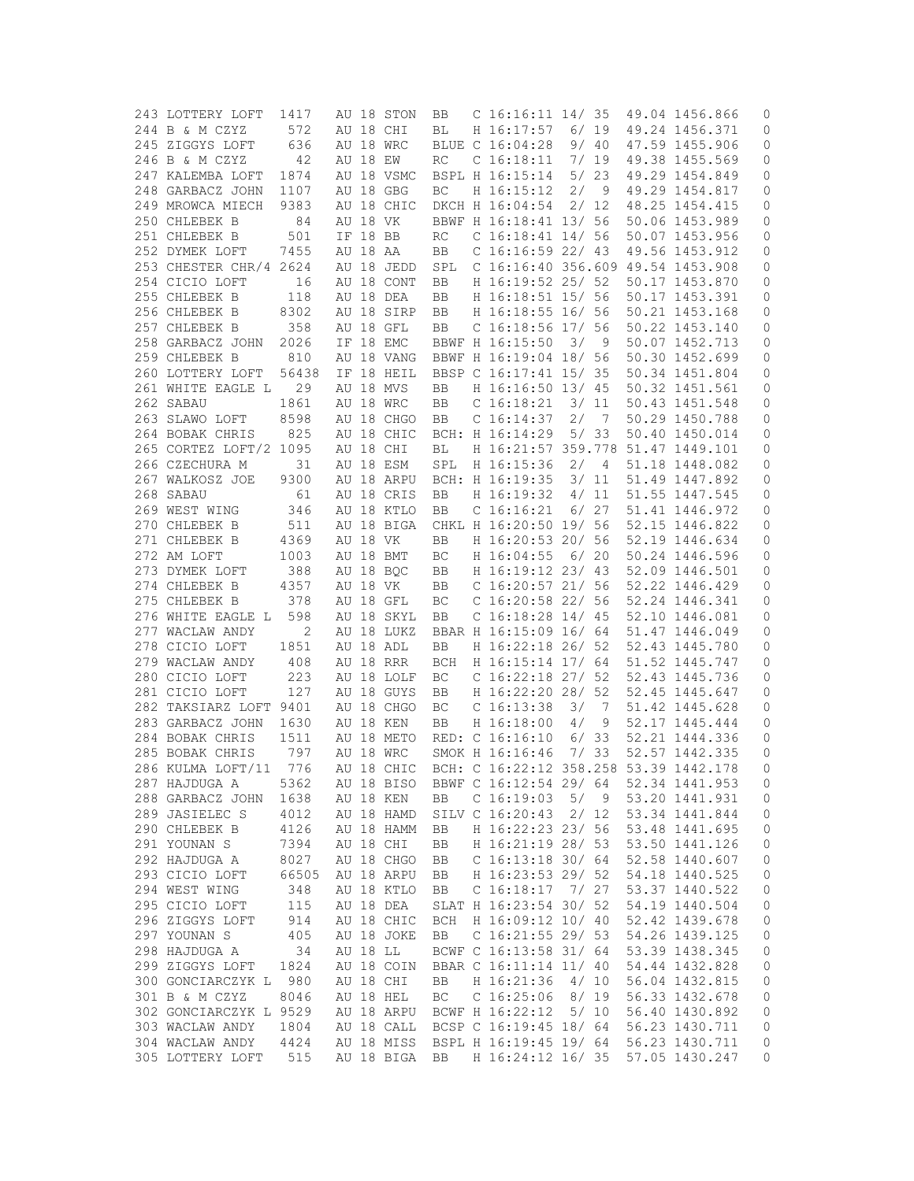```
243 LOTTERY LOFT  1417   AU 18 STON  BB   C 16:16:11 14/ 35   49.04 1456.866   0
244 B & M CZYZ     572   AU 18 CHI   BL   H 16:17:57  6/ 19   49.24 1456.371   0
245 ZIGGYS LOFT    636   AU 18 WRC   BLUE C 16:04:28  9/ 40   47.59 1455.906   0
246 B & M CZYZ      42   AU 18 EW    RC   C 16:18:11  7/ 19   49.38 1455.569   0
247 KALEMBA LOFT  1874   AU 18 VSMC  BSPL H 16:15:14  5/ 23   49.29 1454.849   0
248 GARBACZ JOHN  1107   AU 18 GBG   BC   H 16:15:12  2/  9   49.29 1454.817   0
249 MROWCA MIECH  9383   AU 18 CHIC  DKCH H 16:04:54  2/ 12   48.25 1454.415   0
250 CHLEBEK B       84   AU 18 VK    BBWF H 16:18:41 13/ 56   50.06 1453.989   0
251 CHLEBEK B      501   IF 18 BB    RC   C 16:18:41 14/ 56   50.07 1453.956   0
252 DYMEK LOFT    7455   AU 18 AA    BB   C 16:16:59 22/ 43   49.56 1453.912   0
253 CHESTER CHR/4 2624   AU 18 JEDD  SPL  C 16:16:40 356.609 49.54 1453.908   0
254 CICIO LOFT      16   AU 18 CONT  BB   H 16:19:52 25/ 52   50.17 1453.870   0
255 CHLEBEK B      118   AU 18 DEA   BB   H 16:18:51 15/ 56   50.17 1453.391   0
256 CHLEBEK B     8302   AU 18 SIRP  BB   H 16:18:55 16/ 56   50.21 1453.168   0
257 CHLEBEK B      358   AU 18 GFL   BB   C 16:18:56 17/ 56   50.22 1453.140   0
258 GARBACZ JOHN  2026   IF 18 EMC   BBWF H 16:15:50  3/  9   50.07 1452.713   0
259 CHLEBEK B      810   AU 18 VANG  BBWF H 16:19:04 18/ 56   50.30 1452.699   0
260 LOTTERY LOFT  56438  IF 18 HEIL  BBSP C 16:17:41 15/ 35   50.34 1451.804   0
261 WHITE EAGLE L   29   AU 18 MVS   BB   H 16:16:50 13/ 45   50.32 1451.561   0
262 SABAU         1861   AU 18 WRC   BB   C 16:18:21  3/ 11   50.43 1451.548   0
263 SLAWO LOFT    8598   AU 18 CHGO  BB   C 16:14:37  2/  7   50.29 1450.788   0
264 BOBAK CHRIS    825   AU 18 CHIC  BCH: H 16:14:29  5/ 33   50.40 1450.014   0
265 CORTEZ LOFT/2 1095   AU 18 CHI   BL   H 16:21:57 359.778 51.47 1449.101   0
266 CZECHURA M      31   AU 18 ESM   SPL  H 16:15:36  2/  4   51.18 1448.082   0
267 WALKOSZ JOE   9300   AU 18 ARPU  BCH: H 16:19:35  3/ 11   51.49 1447.892   0
268 SABAU           61   AU 18 CRIS  BB   H 16:19:32  4/ 11   51.55 1447.545   0
269 WEST WING      346   AU 18 KTLO  BB   C 16:16:21  6/ 27   51.41 1446.972   0
270 CHLEBEK B      511   AU 18 BIGA  CHKL H 16:20:50 19/ 56   52.15 1446.822   0
271 CHLEBEK B     4369   AU 18 VK    BB   H 16:20:53 20/ 56   52.19 1446.634   0
272 AM LOFT       1003   AU 18 BMT   BC   H 16:04:55  6/ 20   50.24 1446.596   0
273 DYMEK LOFT     388   AU 18 BQC   BB   H 16:19:12 23/ 43   52.09 1446.501   0
274 CHLEBEK B     4357   AU 18 VK    BB   C 16:20:57 21/ 56   52.22 1446.429   0
275 CHLEBEK B      378   AU 18 GFL   BC   C 16:20:58 22/ 56   52.24 1446.341   0
276 WHITE EAGLE L  598   AU 18 SKYL  BB   C 16:18:28 14/ 45   52.10 1446.081   0
277 WACLAW ANDY      2   AU 18 LUKZ  BBAR H 16:15:09 16/ 64   51.47 1446.049   0
278 CICIO LOFT    1851   AU 18 ADL   BB   H 16:22:18 26/ 52   52.43 1445.780   0
279 WACLAW ANDY    408   AU 18 RRR   BCH  H 16:15:14 17/ 64   51.52 1445.747   0
280 CICIO LOFT     223   AU 18 LOLF  BC   C 16:22:18 27/ 52   52.43 1445.736   0
281 CICIO LOFT     127   AU 18 GUYS  BB   H 16:22:20 28/ 52   52.45 1445.647   0
282 TAKSIARZ LOFT 9401   AU 18 CHGO  BC   C 16:13:38  3/  7   51.42 1445.628   0
283 GARBACZ JOHN  1630   AU 18 KEN   BB   H 16:18:00  4/  9   52.17 1445.444   0
284 BOBAK CHRIS   1511   AU 18 METO  RED: C 16:16:10  6/ 33   52.21 1444.336   0
285 BOBAK CHRIS    797   AU 18 WRC   SMOK H 16:16:46  7/ 33   52.57 1442.335   0
286 KULMA LOFT/11  776   AU 18 CHIC  BCH: C 16:22:12 358.258 53.39 1442.178   0
287 HAJDUGA A     5362   AU 18 BISO  BBWF C 16:12:54 29/ 64   52.34 1441.953   0
288 GARBACZ JOHN  1638   AU 18 KEN   BB   C 16:19:03  5/  9   53.20 1441.931   0
289 JASIELEC S    4012   AU 18 HAMD  SILV C 16:20:43  2/ 12   53.34 1441.844   0
290 CHLEBEK B     4126   AU 18 HAMM  BB   H 16:22:23 23/ 56   53.48 1441.695   0
291 YOUNAN S      7394   AU 18 CHI   BB   H 16:21:19 28/ 53   53.50 1441.126   0
292 HAJDUGA A     8027   AU 18 CHGO  BB   C 16:13:18 30/ 64   52.58 1440.607   0
293 CICIO LOFT    66505  AU 18 ARPU  BB   H 16:23:53 29/ 52   54.18 1440.525   0
294 WEST WING      348   AU 18 KTLO  BB   C 16:18:17  7/ 27   53.37 1440.522   0
295 CICIO LOFT     115   AU 18 DEA   SLAT H 16:23:54 30/ 52   54.19 1440.504   0
296 ZIGGYS LOFT    914   AU 18 CHIC  BCH  H 16:09:12 10/ 40   52.42 1439.678   0
297 YOUNAN S       405   AU 18 JOKE  BB   C 16:21:55 29/ 53   54.26 1439.125   0
298 HAJDUGA A       34   AU 18 LL    BCWF C 16:13:58 31/ 64   53.39 1438.345   0
299 ZIGGYS LOFT   1824   AU 18 COIN  BBAR C 16:11:14 11/ 40   54.44 1432.828   0
300 GONCIARCZYK L  980   AU 18 CHI   BB   H 16:21:36  4/ 10   56.04 1432.815   0
301 B & M CZYZ    8046   AU 18 HEL   BC   C 16:25:06  8/ 19   56.33 1432.678   0
302 GONCIARCZYK L 9529   AU 18 ARPU  BCWF H 16:22:12  5/ 10   56.40 1430.892   0
303 WACLAW ANDY   1804   AU 18 CALL  BCSP C 16:19:45 18/ 64   56.23 1430.711   0
304 WACLAW ANDY   4424   AU 18 MISS  BSPL H 16:19:45 19/ 64   56.23 1430.711   0
305 LOTTERY LOFT   515   AU 18 BIGA  BB   H 16:24:12 16/ 35   57.05 1430.247   0
```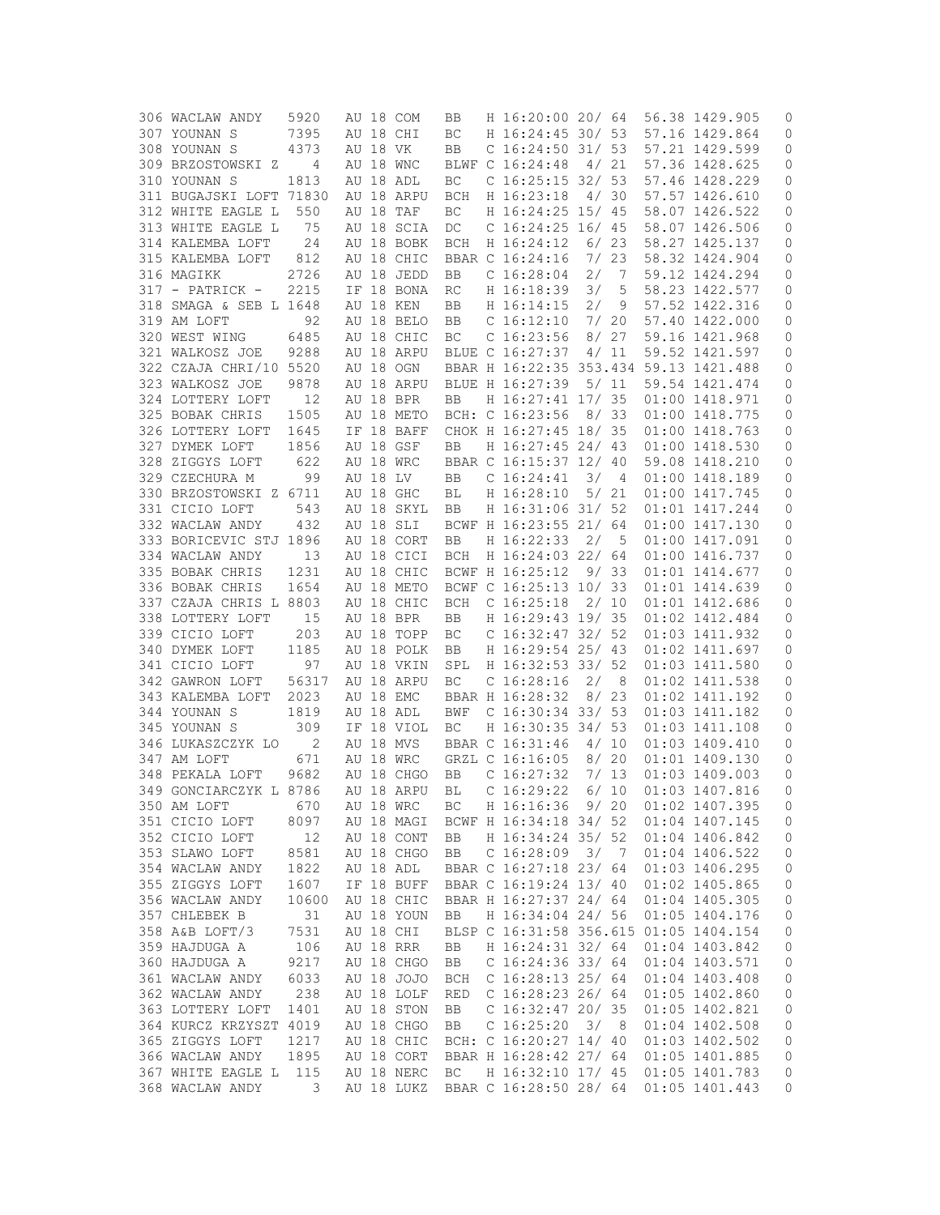```
306 WACLAW ANDY    5920   AU 18 COM   BB   H 16:20:00 20/ 64   56.38 1429.905   0
307 YOUNAN S       7395   AU 18 CHI   BC   H 16:24:45 30/ 53   57.16 1429.864   0
308 YOUNAN S       4373   AU 18 VK    BB   C 16:24:50 31/ 53   57.21 1429.599   0
309 BRZOSTOWSKI Z    4    AU 18 WNC   BLWF C 16:24:48  4/ 21   57.36 1428.625   0
310 YOUNAN S       1813   AU 18 ADL   BC   C 16:25:15 32/ 53   57.46 1428.229   0
311 BUGAJSKI LOFT 71830   AU 18 ARPU  BCH  H 16:23:18  4/ 30   57.57 1426.610   0
312 WHITE EAGLE L  550    AU 18 TAF   BC   H 16:24:25 15/ 45   58.07 1426.522   0
313 WHITE EAGLE L   75    AU 18 SCIA  DC   C 16:24:25 16/ 45   58.07 1426.506   0
314 KALEMBA LOFT    24    AU 18 BOBK  BCH  H 16:24:12  6/ 23   58.27 1425.137   0
315 KALEMBA LOFT   812    AU 18 CHIC  BBAR C 16:24:16  7/ 23   58.32 1424.904   0
316 MAGIKK         2726   AU 18 JEDD  BB   C 16:28:04  2/  7   59.12 1424.294   0
317 - PATRICK -    2215   IF 18 BONA  RC   H 16:18:39  3/  5   58.23 1422.577   0
318 SMAGA & SEB L 1648    AU 18 KEN   BB   H 16:14:15  2/  9   57.52 1422.316   0
319 AM LOFT         92    AU 18 BELO  BB   C 16:12:10  7/ 20   57.40 1422.000   0
320 WEST WING      6485   AU 18 CHIC  BC   C 16:23:56  8/ 27   59.16 1421.968   0
321 WALKOSZ JOE    9288   AU 18 ARPU  BLUE C 16:27:37  4/ 11   59.52 1421.597   0
322 CZAJA CHRI/10 5520    AU 18 OGN   BBAR H 16:22:35 353.434 59.13 1421.488   0
323 WALKOSZ JOE    9878   AU 18 ARPU  BLUE H 16:27:39  5/ 11   59.54 1421.474   0
324 LOTTERY LOFT    12    AU 18 BPR   BB   H 16:27:41 17/ 35   01:00 1418.971   0
325 BOBAK CHRIS    1505   AU 18 METO  BCH: C 16:23:56  8/ 33   01:00 1418.775   0
326 LOTTERY LOFT   1645   IF 18 BAFF  CHOK H 16:27:45 18/ 35   01:00 1418.763   0
327 DYMEK LOFT     1856   AU 18 GSF   BB   H 16:27:45 24/ 43   01:00 1418.530   0
328 ZIGGYS LOFT     622   AU 18 WRC   BBAR C 16:15:37 12/ 40   59.08 1418.210   0
329 CZECHURA M      99    AU 18 LV    BB   C 16:24:41  3/  4   01:00 1418.189   0
330 BRZOSTOWSKI Z 6711    AU 18 GHC   BL   H 16:28:10  5/ 21   01:00 1417.745   0
331 CICIO LOFT      543   AU 18 SKYL  BB   H 16:31:06 31/ 52   01:01 1417.244   0
332 WACLAW ANDY     432   AU 18 SLI   BCWF H 16:23:55 21/ 64   01:00 1417.130   0
333 BORICEVIC STJ 1896    AU 18 CORT  BB   H 16:22:33  2/  5   01:00 1417.091   0
334 WACLAW ANDY     13    AU 18 CICI  BCH  H 16:24:03 22/ 64   01:00 1416.737   0
335 BOBAK CHRIS    1231   AU 18 CHIC  BCWF H 16:25:12  9/ 33   01:01 1414.677   0
336 BOBAK CHRIS    1654   AU 18 METO  BCWF C 16:25:13 10/ 33   01:01 1414.639   0
337 CZAJA CHRIS L 8803    AU 18 CHIC  BCH  C 16:25:18  2/ 10   01:01 1412.686   0
338 LOTTERY LOFT    15    AU 18 BPR   BB   H 16:29:43 19/ 35   01:02 1412.484   0
339 CICIO LOFT      203   AU 18 TOPP  BC   C 16:32:47 32/ 52   01:03 1411.932   0
340 DYMEK LOFT     1185   AU 18 POLK  BB   H 16:29:54 25/ 43   01:02 1411.697   0
341 CICIO LOFT      97    AU 18 VKIN  SPL  H 16:32:53 33/ 52   01:03 1411.580   0
342 GAWRON LOFT   56317   AU 18 ARPU  BC   C 16:28:16  2/  8   01:02 1411.538   0
343 KALEMBA LOFT   2023   AU 18 EMC   BBAR H 16:28:32  8/ 23   01:02 1411.192   0
344 YOUNAN S       1819   AU 18 ADL   BWF  C 16:30:34 33/ 53   01:03 1411.182   0
345 YOUNAN S        309   IF 18 VIOL  BC   H 16:30:35 34/ 53   01:03 1411.108   0
346 LUKASZCZYK LO    2    AU 18 MVS   BBAR C 16:31:46  4/ 10   01:03 1409.410   0
347 AM LOFT         671   AU 18 WRC   GRZL C 16:16:05  8/ 20   01:01 1409.130   0
348 PEKALA LOFT    9682   AU 18 CHGO  BB   C 16:27:32  7/ 13   01:03 1409.003   0
349 GONCIARCZYK L 8786    AU 18 ARPU  BL   C 16:29:22  6/ 10   01:03 1407.816   0
350 AM LOFT         670   AU 18 WRC   BC   H 16:16:36  9/ 20   01:02 1407.395   0
351 CICIO LOFT     8097   AU 18 MAGI  BCWF H 16:34:18 34/ 52   01:04 1407.145   0
352 CICIO LOFT      12    AU 18 CONT  BB   H 16:34:24 35/ 52   01:04 1406.842   0
353 SLAWO LOFT     8581   AU 18 CHGO  BB   C 16:28:09  3/  7   01:04 1406.522   0
354 WACLAW ANDY    1822   AU 18 ADL   BBAR C 16:27:18 23/ 64   01:03 1406.295   0
355 ZIGGYS LOFT    1607   IF 18 BUFF  BBAR C 16:19:24 13/ 40   01:02 1405.865   0
356 WACLAW ANDY   10600   AU 18 CHIC  BBAR H 16:27:37 24/ 64   01:04 1405.305   0
357 CHLEBEK B       31    AU 18 YOUN  BB   H 16:34:04 24/ 56   01:05 1404.176   0
358 A&B LOFT/3     7531   AU 18 CHI   BLSP C 16:31:58 356.615 01:05 1404.154   0
359 HAJDUGA A       106   AU 18 RRR   BB   H 16:24:31 32/ 64   01:04 1403.842   0
360 HAJDUGA A      9217   AU 18 CHGO  BB   C 16:24:36 33/ 64   01:04 1403.571   0
361 WACLAW ANDY    6033   AU 18 JOJO  BCH  C 16:28:13 25/ 64   01:04 1403.408   0
362 WACLAW ANDY     238   AU 18 LOLF  RED  C 16:28:23 26/ 64   01:05 1402.860   0
363 LOTTERY LOFT   1401   AU 18 STON  BB   C 16:32:47 20/ 35   01:05 1402.821   0
364 KURCZ KRZYSZT 4019    AU 18 CHGO  BB   C 16:25:20  3/  8   01:04 1402.508   0
365 ZIGGYS LOFT    1217   AU 18 CHIC  BCH: C 16:20:27 14/ 40   01:03 1402.502   0
366 WACLAW ANDY    1895   AU 18 CORT  BBAR H 16:28:42 27/ 64   01:05 1401.885   0
367 WHITE EAGLE L  115    AU 18 NERC  BC   H 16:32:10 17/ 45   01:05 1401.783   0
368 WACLAW ANDY      3    AU 18 LUKZ  BBAR C 16:28:50 28/ 64   01:05 1401.443   0
```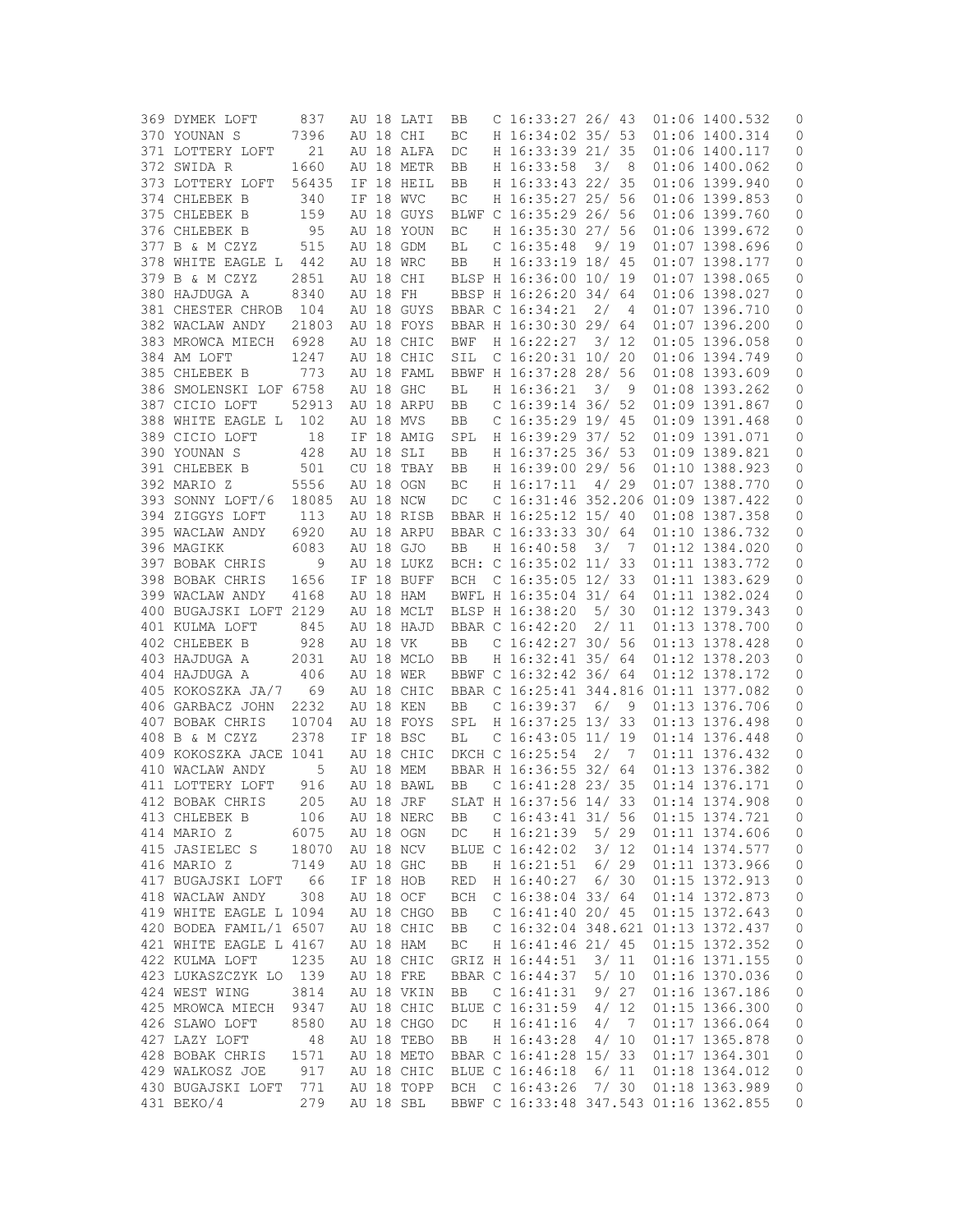```
369 DYMEK LOFT      837    AU 18 LATI  BB   C 16:33:27 26/ 43    01:06 1400.532    0
370 YOUNAN S       7396    AU 18 CHI   BC   H 16:34:02 35/ 53    01:06 1400.314    0
371 LOTTERY LOFT     21    AU 18 ALFA  DC   H 16:33:39 21/ 35    01:06 1400.117    0
372 SWIDA R        1660    AU 18 METR  BB   H 16:33:58  3/  8    01:06 1400.062    0
373 LOTTERY LOFT  56435    IF 18 HEIL  BB   H 16:33:43 22/ 35    01:06 1399.940    0
374 CHLEBEK B       340    IF 18 WVC   BC   H 16:35:27 25/ 56    01:06 1399.853    0
375 CHLEBEK B       159    AU 18 GUYS  BLWF C 16:35:29 26/ 56    01:06 1399.760    0
376 CHLEBEK B        95    AU 18 YOUN  BC   H 16:35:30 27/ 56    01:06 1399.672    0
377 B & M CZYZ      515    AU 18 GDM   BL   C 16:35:48  9/ 19    01:07 1398.696    0
378 WHITE EAGLE L   442    AU 18 WRC   BB   H 16:33:19 18/ 45    01:07 1398.177    0
379 B & M CZYZ     2851    AU 18 CHI   BLSP H 16:36:00 10/ 19    01:07 1398.065    0
380 HAJDUGA A      8340    AU 18 FH    BBSP H 16:26:20 34/ 64    01:06 1398.027    0
381 CHESTER CHROB   104    AU 18 GUYS  BBAR C 16:34:21  2/  4    01:07 1396.710    0
382 WACLAW ANDY   21803    AU 18 FOYS  BBAR H 16:30:30 29/ 64    01:07 1396.200    0
383 MROWCA MIECH   6928    AU 18 CHIC  BWF  H 16:22:27  3/ 12    01:05 1396.058    0
384 AM LOFT        1247    AU 18 CHIC  SIL  C 16:20:31 10/ 20    01:06 1394.749    0
385 CHLEBEK B       773    AU 18 FAML  BBWF H 16:37:28 28/ 56    01:08 1393.609    0
386 SMOLENSKI LOF 6758     AU 18 GHC   BL   H 16:36:21  3/  9    01:08 1393.262    0
387 CICIO LOFT    52913    AU 18 ARPU  BB   C 16:39:14 36/ 52    01:09 1391.867    0
388 WHITE EAGLE L   102    AU 18 MVS   BB   C 16:35:29 19/ 45    01:09 1391.468    0
389 CICIO LOFT       18    IF 18 AMIG  SPL  H 16:39:29 37/ 52    01:09 1391.071    0
390 YOUNAN S        428    AU 18 SLI   BB   H 16:37:25 36/ 53    01:09 1389.821    0
391 CHLEBEK B       501    CU 18 TBAY  BB   H 16:39:00 29/ 56    01:10 1388.923    0
392 MARIO Z        5556    AU 18 OGN   BC   H 16:17:11  4/ 29    01:07 1388.770    0
393 SONNY LOFT/6  18085    AU 18 NCW   DC   C 16:31:46 352.206 01:09 1387.422    0
394 ZIGGYS LOFT     113    AU 18 RISB  BBAR H 16:25:12 15/ 40    01:08 1387.358    0
395 WACLAW ANDY    6920    AU 18 ARPU  BBAR C 16:33:33 30/ 64    01:10 1386.732    0
396 MAGIKK         6083    AU 18 GJO   BB   H 16:40:58  3/  7    01:12 1384.020    0
397 BOBAK CHRIS       9    AU 18 LUKZ  BCH: C 16:35:02 11/ 33    01:11 1383.772    0
398 BOBAK CHRIS    1656    IF 18 BUFF  BCH  C 16:35:05 12/ 33    01:11 1383.629    0
399 WACLAW ANDY    4168    AU 18 HAM   BWFL H 16:35:04 31/ 64    01:11 1382.024    0
400 BUGAJSKI LOFT 2129     AU 18 MCLT  BLSP H 16:38:20  5/ 30    01:12 1379.343    0
401 KULMA LOFT      845    AU 18 HAJD  BBAR C 16:42:20  2/ 11    01:13 1378.700    0
402 CHLEBEK B       928    AU 18 VK    BB   C 16:42:27 30/ 56    01:13 1378.428    0
403 HAJDUGA A      2031    AU 18 MCLO  BB   H 16:32:41 35/ 64    01:12 1378.203    0
404 HAJDUGA A       406    AU 18 WER   BBWF C 16:32:42 36/ 64    01:12 1378.172    0
405 KOKOSZKA JA/7    69    AU 18 CHIC  BBAR C 16:25:41 344.816 01:11 1377.082    0
406 GARBACZ JOHN   2232    AU 18 KEN   BB   C 16:39:37  6/  9    01:13 1376.706    0
407 BOBAK CHRIS   10704    AU 18 FOYS  SPL  H 16:37:25 13/ 33    01:13 1376.498    0
408 B & M CZYZ     2378    IF 18 BSC   BL   C 16:43:05 11/ 19    01:14 1376.448    0
409 KOKOSZKA JACE 1041     AU 18 CHIC  DKCH C 16:25:54  2/  7    01:11 1376.432    0
410 WACLAW ANDY       5    AU 18 MEM   BBAR H 16:36:55 32/ 64    01:13 1376.382    0
411 LOTTERY LOFT    916    AU 18 BAWL  BB   C 16:41:28 23/ 35    01:14 1376.171    0
412 BOBAK CHRIS     205    AU 18 JRF   SLAT H 16:37:56 14/ 33    01:14 1374.908    0
413 CHLEBEK B       106    AU 18 NERC  BB   C 16:43:41 31/ 56    01:15 1374.721    0
414 MARIO Z        6075    AU 18 OGN   DC   H 16:21:39  5/ 29    01:11 1374.606    0
415 JASIELEC S    18070    AU 18 NCV   BLUE C 16:42:02  3/ 12    01:14 1374.577    0
416 MARIO Z        7149    AU 18 GHC   BB   H 16:21:51  6/ 29    01:11 1373.966    0
417 BUGAJSKI LOFT    66    IF 18 HOB   RED  H 16:40:27  6/ 30    01:15 1372.913    0
418 WACLAW ANDY     308    AU 18 OCF   BCH  C 16:38:04 33/ 64    01:14 1372.873    0
419 WHITE EAGLE L 1094     AU 18 CHGO  BB   C 16:41:40 20/ 45    01:15 1372.643    0
420 BODEA FAMIL/1 6507     AU 18 CHIC  BB   C 16:32:04 348.621 01:13 1372.437    0
421 WHITE EAGLE L 4167     AU 18 HAM   BC   H 16:41:46 21/ 45    01:15 1372.352    0
422 KULMA LOFT     1235    AU 18 CHIC  GRIZ H 16:44:51  3/ 11    01:16 1371.155    0
423 LUKASZCZYK LO   139    AU 18 FRE   BBAR C 16:44:37  5/ 10    01:16 1370.036    0
424 WEST WING      3814    AU 18 VKIN  BB   C 16:41:31  9/ 27    01:16 1367.186    0
425 MROWCA MIECH   9347    AU 18 CHIC  BLUE C 16:31:59  4/ 12    01:15 1366.300    0
426 SLAWO LOFT     8580    AU 18 CHGO  DC   H 16:41:16  4/  7    01:17 1366.064    0
427 LAZY LOFT        48    AU 18 TEBO  BB   H 16:43:28  4/ 10    01:17 1365.878    0
428 BOBAK CHRIS    1571    AU 18 METO  BBAR C 16:41:28 15/ 33    01:17 1364.301    0
429 WALKOSZ JOE     917    AU 18 CHIC  BLUE C 16:46:18  6/ 11    01:18 1364.012    0
430 BUGAJSKI LOFT   771    AU 18 TOPP  BCH  C 16:43:26  7/ 30    01:18 1363.989    0
431 BEKO/4          279    AU 18 SBL   BBWF C 16:33:48 347.543 01:16 1362.855    0
```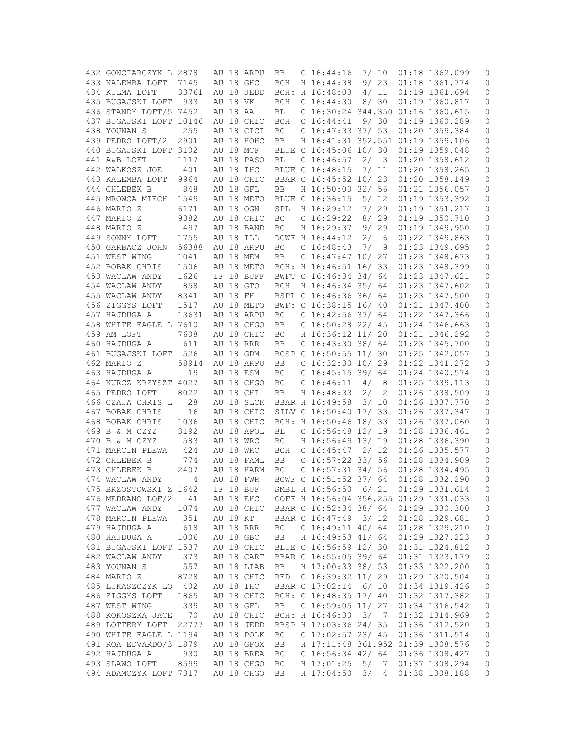```
432 GONCIARCZYK L 2878   AU 18 ARPU  BB   C 16:44:16  7/ 10    01:18 1362.099   0
433 KALEMBA LOFT  7145   AU 18 GHC   BCH  H 16:44:38  9/ 23    01:18 1361.774   0
434 KULMA LOFT    33761  AU 18 JEDD  BCH: H 16:48:03  4/ 11    01:19 1361.694   0
435 BUGAJSKI LOFT  933   AU 18 VK    BCH  C 16:44:30  8/ 30    01:19 1360.817   0
436 STANDY LOFT/5 7452   AU 18 AA    BL   C 16:30:24 344.350  01:16 1360.615   0
437 BUGAJSKI LOFT 10146  AU 18 CHIC  BCH  C 16:44:41  9/ 30    01:19 1360.289   0
438 YOUNAN S       255   AU 18 CICI  BC   C 16:47:33 37/ 53    01:20 1359.384   0
439 PEDRO LOFT/2  2901   AU 18 HOHC  BB   H 16:41:31 352.551  01:19 1359.106   0
440 BUGAJSKI LOFT 3102   AU 18 MCF   BLUE C 16:45:06 10/ 30    01:19 1359.048   0
441 A&B LOFT      1117   AU 18 PASO  BL   C 16:46:57  2/  3    01:20 1358.612   0
442 WALKOSZ JOE    401   AU 18 IHC   BLUE C 16:48:15  7/ 11    01:20 1358.265   0
443 KALEMBA LOFT  9964   AU 18 CHIC  BBAR C 16:45:52 10/ 23    01:20 1358.149   0
444 CHLEBEK B      848   AU 18 GFL   BB   H 16:50:00 32/ 56    01:21 1356.057   0
445 MROWCA MIECH  1549   AU 18 METO  BLUE C 16:36:15  5/ 12    01:19 1353.392   0
446 MARIO Z       6171   AU 18 OGN   SPL  H 16:29:12  7/ 29    01:19 1351.217   0
447 MARIO Z       9382   AU 18 CHIC  BC   C 16:29:22  8/ 29    01:19 1350.710   0
448 MARIO Z        497   AU 18 BAND  BC   H 16:29:37  9/ 29    01:19 1349.950   0
449 SONNY LOFT    1755   AU 18 ILL   DCWF H 16:44:12  2/  6    01:22 1349.863   0
450 GARBACZ JOHN  56388  AU 18 ARPU  BC   C 16:48:43  7/  9    01:23 1349.695   0
451 WEST WING     1041   AU 18 MEM   BB   C 16:47:47 10/ 27    01:23 1348.673   0
452 BOBAK CHRIS   1506   AU 18 METO  BCH: H 16:46:51 16/ 33    01:23 1348.399   0
453 WACLAW ANDY   1626   IF 18 BUFF  BWFT C 16:46:34 34/ 64    01:23 1347.621   0
454 WACLAW ANDY    858   AU 18 GTO   BCH  H 16:46:35 35/ 64    01:23 1347.602   0
455 WACLAW ANDY   8341   AU 18 FH    BSPL C 16:46:36 36/ 64    01:23 1347.500   0
456 ZIGGYS LOFT   1517   AU 18 METO  BWF: C 16:38:15 16/ 40    01:21 1347.400   0
457 HAJDUGA A     13631  AU 18 ARPU  BC   C 16:42:56 37/ 64    01:22 1347.366   0
458 WHITE EAGLE L 7610   AU 18 CHGO  BB   C 16:50:28 22/ 45    01:24 1346.663   0
459 AM LOFT       7608   AU 18 CHIC  BC   H 16:36:12 11/ 20    01:21 1346.292   0
460 HAJDUGA A      611   AU 18 RRR   BB   C 16:43:30 38/ 64    01:23 1345.700   0
461 BUGAJSKI LOFT  526   AU 18 GDM   BCSP C 16:50:55 11/ 30    01:25 1342.057   0
462 MARIO Z       58914  AU 18 ARPU  BB   C 16:32:30 10/ 29    01:22 1341.272   0
463 HAJDUGA A       19   AU 18 ESM   BC   C 16:45:15 39/ 64    01:24 1340.574   0
464 KURCZ KRZYSZT 4027   AU 18 CHGO  BC   C 16:46:11  4/  8    01:25 1339.113   0
465 PEDRO LOFT    8022   AU 18 CHI   BB   H 16:48:33  2/  2    01:26 1338.509   0
466 CZAJA CHRIS L   28   AU 18 SLCK  BBAR H 16:49:58  3/ 10    01:26 1337.770   0
467 BOBAK CHRIS     16   AU 18 CHIC  SILV C 16:50:40 17/ 33    01:26 1337.347   0
468 BOBAK CHRIS   1036   AU 18 CHIC  BCH: H 16:50:46 18/ 33    01:26 1337.060   0
469 B & M CZYZ    3192   AU 18 APOL  BL   C 16:56:48 12/ 19    01:28 1336.461   0
470 B & M CZYZ     583   AU 18 WRC   BC   H 16:56:49 13/ 19    01:28 1336.390   0
471 MARCIN PLEWA   424   AU 18 WRC   BCH  C 16:45:47  2/ 12    01:26 1335.577   0
472 CHLEBEK B      774   AU 18 FAML  BB   C 16:57:22 33/ 56    01:28 1334.909   0
473 CHLEBEK B     2407   AU 18 HARM  BC   C 16:57:31 34/ 56    01:28 1334.495   0
474 WACLAW ANDY      4   AU 18 FWR   BCWF C 16:51:52 37/ 64    01:28 1332.290   0
475 BRZOSTOWSKI Z 1642   IF 18 BUF   SMBL H 16:56:50  6/ 21    01:29 1331.614   0
476 MEDRANO LOF/2   41   AU 18 EHC   COFF H 16:56:04 356.255  01:29 1331.033   0
477 WACLAW ANDY   1074   AU 18 CHIC  BBAR C 16:52:34 38/ 64    01:29 1330.300   0
478 MARCIN PLEWA   351   AU 18 KT    BBAR C 16:47:49  3/ 12    01:28 1329.681   0
479 HAJDUGA A      618   AU 18 RRR   BC   C 16:49:11 40/ 64    01:28 1329.210   0
480 HAJDUGA A     1006   AU 18 GBC   BB   H 16:49:53 41/ 64    01:29 1327.223   0
481 BUGAJSKI LOFT 1537   AU 18 CHIC  BLUE C 16:56:59 12/ 30    01:31 1324.812   0
482 WACLAW ANDY    373   AU 18 CART  BBAR C 16:55:05 39/ 64    01:31 1323.179   0
483 YOUNAN S       557   AU 18 LIAB  BB   H 17:00:33 38/ 53    01:33 1322.200   0
484 MARIO Z       8728   AU 18 CHIC  RED  C 16:39:32 11/ 29    01:29 1320.504   0
485 LUKASZCZYK LO  402   AU 18 IHC   BBAR C 17:02:14  6/ 10    01:34 1319.426   0
486 ZIGGYS LOFT   1865   AU 18 CHIC  BCH: C 16:48:35 17/ 40    01:32 1317.382   0
487 WEST WING      339   AU 18 GFL   BB   C 16:59:05 11/ 27    01:34 1316.542   0
488 KOKOSZKA JACE   70   AU 18 CHIC  BCH: H 16:46:30  3/  7    01:32 1314.969   0
489 LOTTERY LOFT  22777  AU 18 JEDD  BBSP H 17:03:36 24/ 35    01:36 1312.520   0
490 WHITE EAGLE L 1194   AU 18 POLK  BC   C 17:02:57 23/ 45    01:36 1311.514   0
491 ROA EDVARDO/3 1879   AU 18 GFOX  BB   H 17:11:48 361.952  01:39 1308.576   0
492 HAJDUGA A      930   AU 18 BREA  BC   C 16:56:34 42/ 64    01:36 1308.427   0
493 SLAWO LOFT    8599   AU 18 CHGO  BC   H 17:01:25  5/  7    01:37 1308.294   0
494 ADAMCZYK LOFT 7317   AU 18 CHGO  BB   H 17:04:50  3/  4    01:38 1308.188   0
```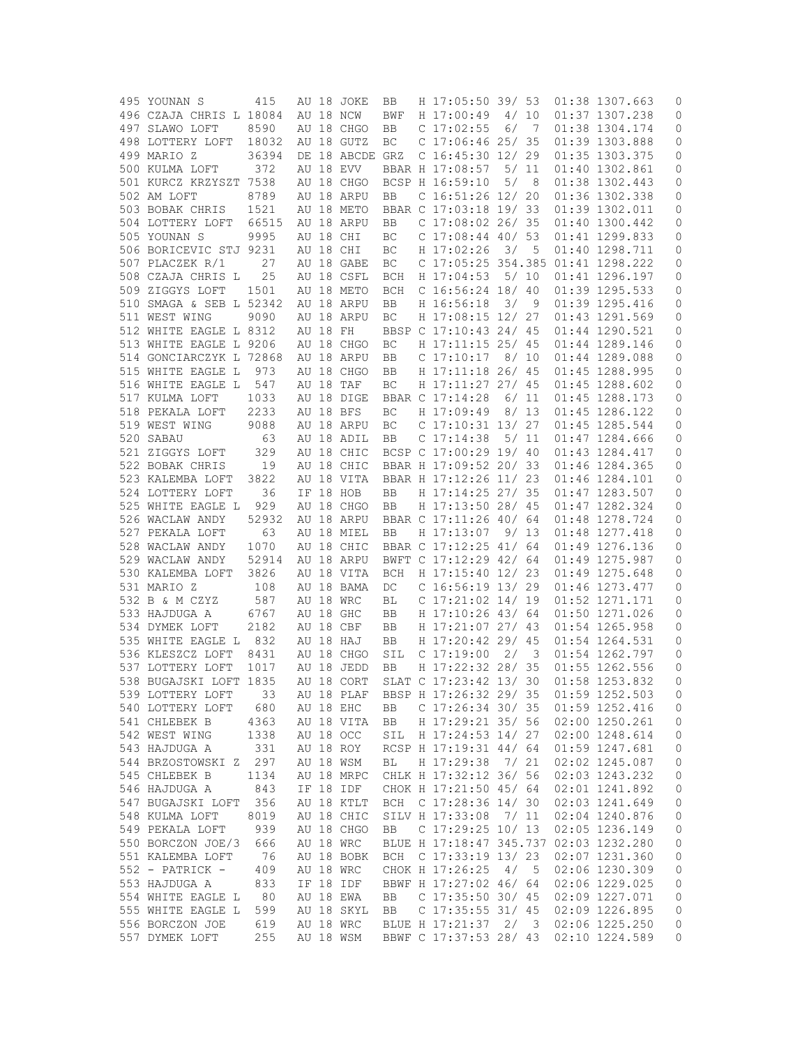```
495 YOUNAN S        415   AU 18 JOKE  BB   H 17:05:50 39/ 53   01:38 1307.663   0
496 CZAJA CHRIS L 18084   AU 18 NCW   BWF  H 17:00:49  4/ 10   01:37 1307.238   0
497 SLAWO LOFT     8590   AU 18 CHGO  BB   C 17:02:55  6/  7   01:38 1304.174   0
498 LOTTERY LOFT  18032   AU 18 GUTZ  BC   C 17:06:46 25/ 35   01:39 1303.888   0
499 MARIO Z       36394   DE 18 ABCDE GRZ  C 16:45:30 12/ 29   01:35 1303.375   0
500 KULMA LOFT      372   AU 18 EVV   BBAR H 17:08:57  5/ 11   01:40 1302.861   0
501 KURCZ KRZYSZT 7538    AU 18 CHGO  BCSP H 16:59:10  5/  8   01:38 1302.443   0
502 AM LOFT        8789   AU 18 ARPU  BB   C 16:51:26 12/ 20   01:36 1302.338   0
503 BOBAK CHRIS    1521   AU 18 METO  BBAR C 17:03:18 19/ 33   01:39 1302.011   0
504 LOTTERY LOFT  66515   AU 18 ARPU  BB   C 17:08:02 26/ 35   01:40 1300.442   0
505 YOUNAN S       9995   AU 18 CHI   BC   C 17:08:44 40/ 53   01:41 1299.833   0
506 BORICEVIC STJ 9231    AU 18 CHI   BC   H 17:02:26  3/  5   01:40 1298.711   0
507 PLACZEK R/1      27   AU 18 GABE  BC   C 17:05:25 354.385 01:41 1298.222   0
508 CZAJA CHRIS L    25   AU 18 CSFL  BCH  H 17:04:53  5/ 10   01:41 1296.197   0
509 ZIGGYS LOFT    1501   AU 18 METO  BCH  C 16:56:24 18/ 40   01:39 1295.533   0
510 SMAGA & SEB L 52342   AU 18 ARPU  BB   H 16:56:18  3/  9   01:39 1295.416   0
511 WEST WING      9090   AU 18 ARPU  BC   H 17:08:15 12/ 27   01:43 1291.569   0
512 WHITE EAGLE L 8312    AU 18 FH    BBSP C 17:10:43 24/ 45   01:44 1290.521   0
513 WHITE EAGLE L 9206    AU 18 CHGO  BC   H 17:11:15 25/ 45   01:44 1289.146   0
514 GONCIARCZYK L 72868   AU 18 ARPU  BB   C 17:10:17  8/ 10   01:44 1289.088   0
515 WHITE EAGLE L  973    AU 18 CHGO  BB   H 17:11:18 26/ 45   01:45 1288.995   0
516 WHITE EAGLE L  547    AU 18 TAF   BC   H 17:11:27 27/ 45   01:45 1288.602   0
517 KULMA LOFT     1033   AU 18 DIGE  BBAR C 17:14:28  6/ 11   01:45 1288.173   0
518 PEKALA LOFT    2233   AU 18 BFS   BC   H 17:09:49  8/ 13   01:45 1286.122   0
519 WEST WING      9088   AU 18 ARPU  BC   C 17:10:31 13/ 27   01:45 1285.544   0
520 SABAU            63   AU 18 ADIL  BB   C 17:14:38  5/ 11   01:47 1284.666   0
521 ZIGGYS LOFT     329   AU 18 CHIC  BCSP C 17:00:29 19/ 40   01:43 1284.417   0
522 BOBAK CHRIS      19   AU 18 CHIC  BBAR H 17:09:52 20/ 33   01:46 1284.365   0
523 KALEMBA LOFT   3822   AU 18 VITA  BBAR H 17:12:26 11/ 23   01:46 1284.101   0
524 LOTTERY LOFT     36   IF 18 HOB   BB   H 17:14:25 27/ 35   01:47 1283.507   0
525 WHITE EAGLE L  929    AU 18 CHGO  BB   H 17:13:50 28/ 45   01:47 1282.324   0
526 WACLAW ANDY   52932   AU 18 ARPU  BBAR C 17:11:26 40/ 64   01:48 1278.724   0
527 PEKALA LOFT      63   AU 18 MIEL  BB   H 17:13:07  9/ 13   01:48 1277.418   0
528 WACLAW ANDY    1070   AU 18 CHIC  BBAR C 17:12:25 41/ 64   01:49 1276.136   0
529 WACLAW ANDY   52914   AU 18 ARPU  BWFT C 17:12:29 42/ 64   01:49 1275.987   0
530 KALEMBA LOFT   3826   AU 18 VITA  BCH  H 17:15:40 12/ 23   01:49 1275.648   0
531 MARIO Z         108   AU 18 BAMA  DC   C 16:56:19 13/ 29   01:46 1273.477   0
532 B & M CZYZ      587   AU 18 WRC   BL   C 17:21:02 14/ 19   01:52 1271.171   0
533 HAJDUGA A      6767   AU 18 GHC   BB   H 17:10:26 43/ 64   01:50 1271.026   0
534 DYMEK LOFT     2182   AU 18 CBF   BB   H 17:21:07 27/ 43   01:54 1265.958   0
535 WHITE EAGLE L  832    AU 18 HAJ   BB   H 17:20:42 29/ 45   01:54 1264.531   0
536 KLESZCZ LOFT   8431   AU 18 CHGO  SIL  C 17:19:00  2/  3   01:54 1262.797   0
537 LOTTERY LOFT   1017   AU 18 JEDD  BB   H 17:22:32 28/ 35   01:55 1262.556   0
538 BUGAJSKI LOFT 1835    AU 18 CORT  SLAT C 17:23:42 13/ 30   01:58 1253.832   0
539 LOTTERY LOFT     33   AU 18 PLAF  BBSP H 17:26:32 29/ 35   01:59 1252.503   0
540 LOTTERY LOFT    680   AU 18 EHC   BB   C 17:26:34 30/ 35   01:59 1252.416   0
541 CHLEBEK B      4363   AU 18 VITA  BB   H 17:29:21 35/ 56   02:00 1250.261   0
542 WEST WING      1338   AU 18 OCC   SIL  H 17:24:53 14/ 27   02:00 1248.614   0
543 HAJDUGA A       331   AU 18 ROY   RCSP H 17:19:31 44/ 64   01:59 1247.681   0
544 BRZOSTOWSKI Z  297    AU 18 WSM   BL   H 17:29:38  7/ 21   02:02 1245.087   0
545 CHLEBEK B      1134   AU 18 MRPC  CHLK H 17:32:12 36/ 56   02:03 1243.232   0
546 HAJDUGA A       843   IF 18 IDF   CHOK H 17:21:50 45/ 64   02:01 1241.892   0
547 BUGAJSKI LOFT  356    AU 18 KTLT  BCH  C 17:28:36 14/ 30   02:03 1241.649   0
548 KULMA LOFT     8019   AU 18 CHIC  SILV H 17:33:08  7/ 11   02:04 1240.876   0
549 PEKALA LOFT     939   AU 18 CHGO  BB   C 17:29:25 10/ 13   02:05 1236.149   0
550 BORCZON JOE/3  666    AU 18 WRC   BLUE H 17:18:47 345.737 02:03 1232.280   0
551 KALEMBA LOFT     76   AU 18 BOBK  BCH  C 17:33:19 13/ 23   02:07 1231.360   0
552 - PATRICK -     409   AU 18 WRC   CHOK H 17:26:25  4/  5   02:06 1230.309   0
553 HAJDUGA A       833   IF 18 IDF   BBWF H 17:27:02 46/ 64   02:06 1229.025   0
554 WHITE EAGLE L   80    AU 18 EWA   BB   C 17:35:50 30/ 45   02:09 1227.071   0
555 WHITE EAGLE L  599    AU 18 SKYL  BB   C 17:35:55 31/ 45   02:09 1226.895   0
556 BORCZON JOE     619   AU 18 WRC   BLUE H 17:21:37  2/  3   02:06 1225.250   0
557 DYMEK LOFT      255   AU 18 WSM   BBWF C 17:37:53 28/ 43   02:10 1224.589   0
```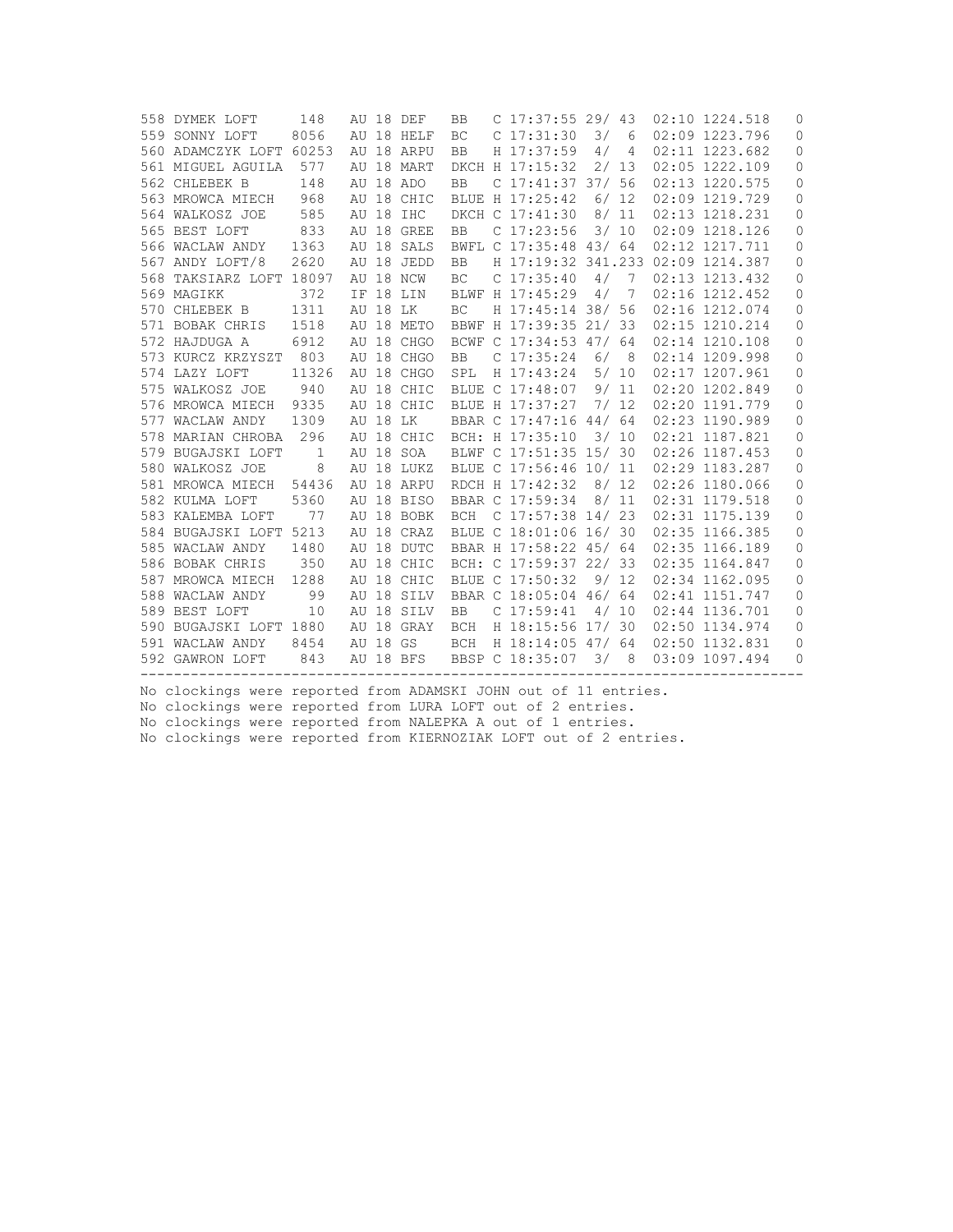| | | | | | | | | | | | | |
|---|---|---|---|---|---|---|---|---|---|---|---|---|
| 558 | DYMEK LOFT | 148 | AU 18 DEF | BB | C | 17:37:55 | 29/ 43 | 02:10 | 1224.518 | 0 |
| 559 | SONNY LOFT | 8056 | AU 18 HELF | BC | C | 17:31:30 | 3/ 6 | 02:09 | 1223.796 | 0 |
| 560 | ADAMCZYK LOFT | 60253 | AU 18 ARPU | BB | H | 17:37:59 | 4/ 4 | 02:11 | 1223.682 | 0 |
| 561 | MIGUEL AGUILA | 577 | AU 18 MART | DKCH | H | 17:15:32 | 2/ 13 | 02:05 | 1222.109 | 0 |
| 562 | CHLEBEK B | 148 | AU 18 ADO | BB | C | 17:41:37 | 37/ 56 | 02:13 | 1220.575 | 0 |
| 563 | MROWCA MIECH | 968 | AU 18 CHIC | BLUE | H | 17:25:42 | 6/ 12 | 02:09 | 1219.729 | 0 |
| 564 | WALKOSZ JOE | 585 | AU 18 IHC | DKCH | C | 17:41:30 | 8/ 11 | 02:13 | 1218.231 | 0 |
| 565 | BEST LOFT | 833 | AU 18 GREE | BB | C | 17:23:56 | 3/ 10 | 02:09 | 1218.126 | 0 |
| 566 | WACLAW ANDY | 1363 | AU 18 SALS | BWFL | C | 17:35:48 | 43/ 64 | 02:12 | 1217.711 | 0 |
| 567 | ANDY LOFT/8 | 2620 | AU 18 JEDD | BB | H | 17:19:32 | 341.233 | 02:09 | 1214.387 | 0 |
| 568 | TAKSIARZ LOFT | 18097 | AU 18 NCW | BC | C | 17:35:40 | 4/ 7 | 02:13 | 1213.432 | 0 |
| 569 | MAGIKK | 372 | IF 18 LIN | BLWF | H | 17:45:29 | 4/ 7 | 02:16 | 1212.452 | 0 |
| 570 | CHLEBEK B | 1311 | AU 18 LK | BC | H | 17:45:14 | 38/ 56 | 02:16 | 1212.074 | 0 |
| 571 | BOBAK CHRIS | 1518 | AU 18 METO | BBWF | H | 17:39:35 | 21/ 33 | 02:15 | 1210.214 | 0 |
| 572 | HAJDUGA A | 6912 | AU 18 CHGO | BCWF | C | 17:34:53 | 47/ 64 | 02:14 | 1210.108 | 0 |
| 573 | KURCZ KRZYSZT | 803 | AU 18 CHGO | BB | C | 17:35:24 | 6/ 8 | 02:14 | 1209.998 | 0 |
| 574 | LAZY LOFT | 11326 | AU 18 CHGO | SPL | H | 17:43:24 | 5/ 10 | 02:17 | 1207.961 | 0 |
| 575 | WALKOSZ JOE | 940 | AU 18 CHIC | BLUE | C | 17:48:07 | 9/ 11 | 02:20 | 1202.849 | 0 |
| 576 | MROWCA MIECH | 9335 | AU 18 CHIC | BLUE | H | 17:37:27 | 7/ 12 | 02:20 | 1191.779 | 0 |
| 577 | WACLAW ANDY | 1309 | AU 18 LK | BBAR | C | 17:47:16 | 44/ 64 | 02:23 | 1190.989 | 0 |
| 578 | MARIAN CHROBA | 296 | AU 18 CHIC | BCH: | H | 17:35:10 | 3/ 10 | 02:21 | 1187.821 | 0 |
| 579 | BUGAJSKI LOFT | 1 | AU 18 SOA | BLWF | C | 17:51:35 | 15/ 30 | 02:26 | 1187.453 | 0 |
| 580 | WALKOSZ JOE | 8 | AU 18 LUKZ | BLUE | C | 17:56:46 | 10/ 11 | 02:29 | 1183.287 | 0 |
| 581 | MROWCA MIECH | 54436 | AU 18 ARPU | RDCH | H | 17:42:32 | 8/ 12 | 02:26 | 1180.066 | 0 |
| 582 | KULMA LOFT | 5360 | AU 18 BISO | BBAR | C | 17:59:34 | 8/ 11 | 02:31 | 1179.518 | 0 |
| 583 | KALEMBA LOFT | 77 | AU 18 BOBK | BCH | C | 17:57:38 | 14/ 23 | 02:31 | 1175.139 | 0 |
| 584 | BUGAJSKI LOFT | 5213 | AU 18 CRAZ | BLUE | C | 18:01:06 | 16/ 30 | 02:35 | 1166.385 | 0 |
| 585 | WACLAW ANDY | 1480 | AU 18 DUTC | BBAR | H | 17:58:22 | 45/ 64 | 02:35 | 1166.189 | 0 |
| 586 | BOBAK CHRIS | 350 | AU 18 CHIC | BCH: | C | 17:59:37 | 22/ 33 | 02:35 | 1164.847 | 0 |
| 587 | MROWCA MIECH | 1288 | AU 18 CHIC | BLUE | C | 17:50:32 | 9/ 12 | 02:34 | 1162.095 | 0 |
| 588 | WACLAW ANDY | 99 | AU 18 SILV | BBAR | C | 18:05:04 | 46/ 64 | 02:41 | 1151.747 | 0 |
| 589 | BEST LOFT | 10 | AU 18 SILV | BB | C | 17:59:41 | 4/ 10 | 02:44 | 1136.701 | 0 |
| 590 | BUGAJSKI LOFT | 1880 | AU 18 GRAY | BCH | H | 18:15:56 | 17/ 30 | 02:50 | 1134.974 | 0 |
| 591 | WACLAW ANDY | 8454 | AU 18 GS | BCH | H | 18:14:05 | 47/ 64 | 02:50 | 1132.831 | 0 |
| 592 | GAWRON LOFT | 843 | AU 18 BFS | BBSP | C | 18:35:07 | 3/ 8 | 03:09 | 1097.494 | 0 |

No clockings were reported from ADAMSKI JOHN out of 11 entries.
No clockings were reported from LURA LOFT out of 2 entries.
No clockings were reported from NALEPKA A out of 1 entries.
No clockings were reported from KIERNOZIAK LOFT out of 2 entries.